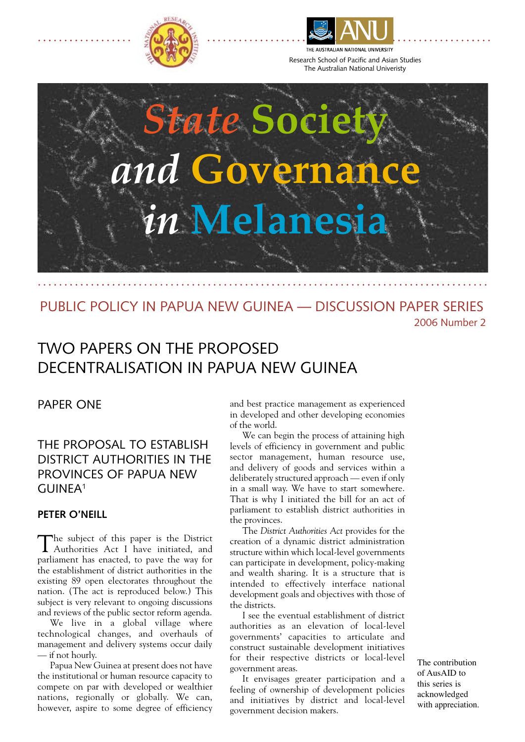THE AUSTRALIAN NATIONAL UNIVERSITY

Research School of Pacific and Asian Studies
The Australian National University

# State Society and Governance in Melanesia

PUBLIC POLICY IN PAPUA NEW GUINEA — DISCUSSION PAPER SERIES

2006 Number 2

# TWO PAPERS ON THE PROPOSED DECENTRALISATION IN PAPUA NEW GUINEA

## PAPER ONE

## THE PROPOSAL TO ESTABLISH DISTRICT AUTHORITIES IN THE PROVINCES OF PAPUA NEW GUINEA[1]

**PETER O'NEILL**

The subject of this paper is the District Authorities Act I have initiated, and parliament has enacted, to pave the way for the establishment of district authorities in the existing 89 open electorates throughout the nation. (The act is reproduced below.) This subject is very relevant to ongoing discussions and reviews of the public sector reform agenda.

We live in a global village where technological changes, and overhauls of management and delivery systems occur daily — if not hourly.

Papua New Guinea at present does not have the institutional or human resource capacity to compete on par with developed or wealthier nations, regionally or globally. We can, however, aspire to some degree of efficiency and best practice management as experienced in developed and other developing economies of the world.

We can begin the process of attaining high levels of efficiency in government and public sector management, human resource use, and delivery of goods and services within a deliberately structured approach — even if only in a small way. We have to start somewhere. That is why I initiated the bill for an act of parliament to establish district authorities in the provinces.

The *District Authorities Act* provides for the creation of a dynamic district administration structure within which local-level governments can participate in development, policy-making and wealth sharing. It is a structure that is intended to effectively interface national development goals and objectives with those of the districts.

I see the eventual establishment of district authorities as an elevation of local-level governments' capacities to articulate and construct sustainable development initiatives for their respective districts or local-level government areas.

It envisages greater participation and a feeling of ownership of development policies and initiatives by district and local-level government decision makers.

The contribution of AusAID to this series is acknowledged with appreciation.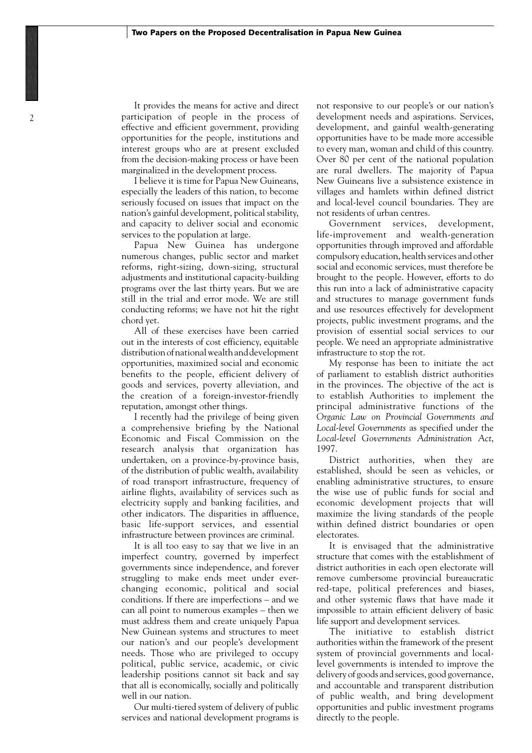It provides the means for active and direct participation of people in the process of effective and efficient government, providing opportunities for the people, institutions and interest groups who are at present excluded from the decision-making process or have been marginalized in the development process.

I believe it is time for Papua New Guineans, especially the leaders of this nation, to become seriously focused on issues that impact on the nation's gainful development, political stability, and capacity to deliver social and economic services to the population at large.

Papua New Guinea has undergone numerous changes, public sector and market reforms, right-sizing, down-sizing, structural adjustments and institutional capacity-building programs over the last thirty years. But we are still in the trial and error mode. We are still conducting reforms; we have not hit the right chord yet.

All of these exercises have been carried out in the interests of cost efficiency, equitable distribution of national wealth and development opportunities, maximized social and economic benefits to the people, efficient delivery of goods and services, poverty alleviation, and the creation of a foreign-investor-friendly reputation, amongst other things.

I recently had the privilege of being given a comprehensive briefing by the National Economic and Fiscal Commission on the research analysis that organization has undertaken, on a province-by-province basis, of the distribution of public wealth, availability of road transport infrastructure, frequency of airline flights, availability of services such as electricity supply and banking facilities, and other indicators. The disparities in affluence, basic life-support services, and essential infrastructure between provinces are criminal.

It is all too easy to say that we live in an imperfect country, governed by imperfect governments since independence, and forever struggling to make ends meet under ever-changing economic, political and social conditions. If there are imperfections – and we can all point to numerous examples – then we must address them and create uniquely Papua New Guinean systems and structures to meet our nation's and our people's development needs. Those who are privileged to occupy political, public service, academic, or civic leadership positions cannot sit back and say that all is economically, socially and politically well in our nation.

Our multi-tiered system of delivery of public services and national development programs is not responsive to our people's or our nation's development needs and aspirations. Services, development, and gainful wealth-generating opportunities have to be made more accessible to every man, woman and child of this country. Over 80 per cent of the national population are rural dwellers. The majority of Papua New Guineans live a subsistence existence in villages and hamlets within defined district and local-level council boundaries. They are not residents of urban centres.

Government services, development, life-improvement and wealth-generation opportunities through improved and affordable compulsory education, health services and other social and economic services, must therefore be brought to the people. However, efforts to do this run into a lack of administrative capacity and structures to manage government funds and use resources effectively for development projects, public investment programs, and the provision of essential social services to our people. We need an appropriate administrative infrastructure to stop the rot.

My response has been to initiate the act of parliament to establish district authorities in the provinces. The objective of the act is to establish Authorities to implement the principal administrative functions of the *Organic Law on Provincial Governments and Local-level Governments* as specified under the *Local-level Governments Administration Act*, 1997.

District authorities, when they are established, should be seen as vehicles, or enabling administrative structures, to ensure the wise use of public funds for social and economic development projects that will maximize the living standards of the people within defined district boundaries or open electorates.

It is envisaged that the administrative structure that comes with the establishment of district authorities in each open electorate will remove cumbersome provincial bureaucratic red-tape, political preferences and biases, and other systemic flaws that have made it impossible to attain efficient delivery of basic life support and development services.

The initiative to establish district authorities within the framework of the present system of provincial governments and local-level governments is intended to improve the delivery of goods and services, good governance, and accountable and transparent distribution of public wealth, and bring development opportunities and public investment programs directly to the people.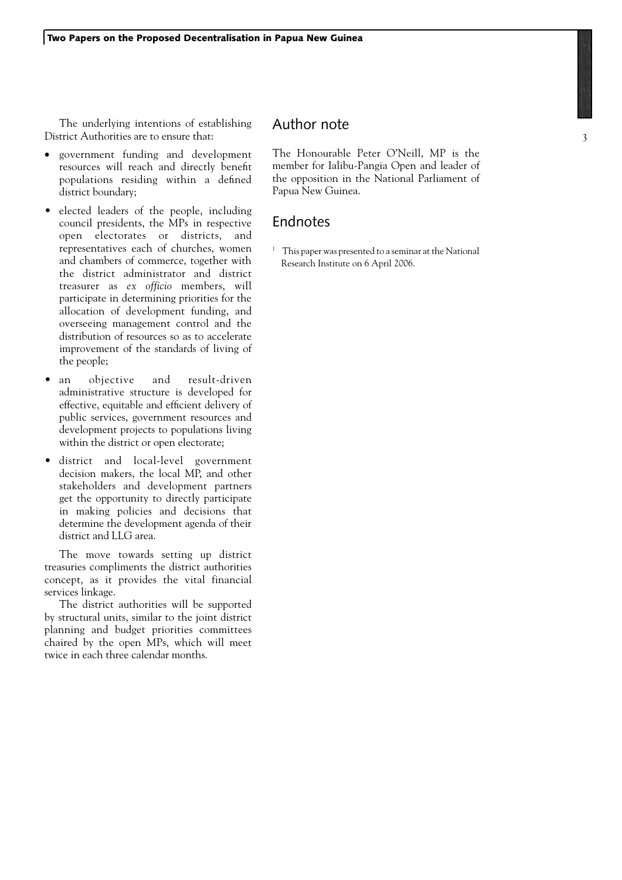The underlying intentions of establishing District Authorities are to ensure that:

- government funding and development resources will reach and directly benefit populations residing within a defined district boundary;
- elected leaders of the people, including council presidents, the MPs in respective open electorates or districts, and representatives each of churches, women and chambers of commerce, together with the district administrator and district treasurer as *ex officio* members, will participate in determining priorities for the allocation of development funding, and overseeing management control and the distribution of resources so as to accelerate improvement of the standards of living of the people;
- an objective and result-driven administrative structure is developed for effective, equitable and efficient delivery of public services, government resources and development projects to populations living within the district or open electorate;
- district and local-level government decision makers, the local MP, and other stakeholders and development partners get the opportunity to directly participate in making policies and decisions that determine the development agenda of their district and LLG area.

The move towards setting up district treasuries compliments the district authorities concept, as it provides the vital financial services linkage.

The district authorities will be supported by structural units, similar to the joint district planning and budget priorities committees chaired by the open MPs, which will meet twice in each three calendar months.

## Author note

The Honourable Peter O'Neill, MP is the member for Ialibu-Pangia Open and leader of the opposition in the National Parliament of Papua New Guinea.

## Endnotes

[1] This paper was presented to a seminar at the National Research Institute on 6 April 2006.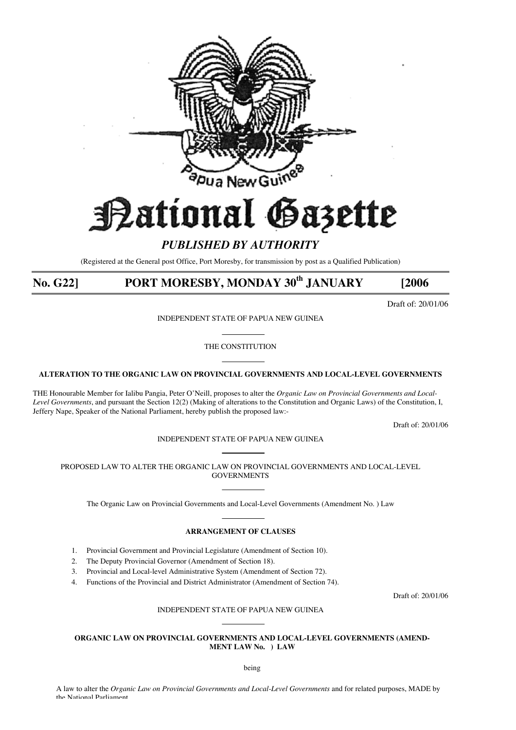# National Gazette

*PUBLISHED BY AUTHORITY*

(Registered at the General post Office, Port Moresby, for transmission by post as a Qualified Publication)

**No. G22] PORT MORESBY, MONDAY 30th JANUARY [2006**

Draft of: 20/01/06

INDEPENDENT STATE OF PAPUA NEW GUINEA

THE CONSTITUTION

**ALTERATION TO THE ORGANIC LAW ON PROVINCIAL GOVERNMENTS AND LOCAL-LEVEL GOVERNMENTS**

THE Honourable Member for Ialibu Pangia, Peter O'Neill, proposes to alter the *Organic Law on Provincial Governments and Local-Level Governments*, and pursuant the Section 12(2) (Making of alterations to the Constitution and Organic Laws) of the Constitution, I, Jeffery Nape, Speaker of the National Parliament, hereby publish the proposed law:-

Draft of: 20/01/06

INDEPENDENT STATE OF PAPUA NEW GUINEA

PROPOSED LAW TO ALTER THE ORGANIC LAW ON PROVINCIAL GOVERNMENTS AND LOCAL-LEVEL GOVERNMENTS

The Organic Law on Provincial Governments and Local-Level Governments (Amendment No. ) Law

**ARRANGEMENT OF CLAUSES**

1. Provincial Government and Provincial Legislature (Amendment of Section 10).
2. The Deputy Provincial Governor (Amendment of Section 18).
3. Provincial and Local-level Administrative System (Amendment of Section 72).
4. Functions of the Provincial and District Administrator (Amendment of Section 74).

Draft of: 20/01/06

INDEPENDENT STATE OF PAPUA NEW GUINEA

**ORGANIC LAW ON PROVINCIAL GOVERNMENTS AND LOCAL-LEVEL GOVERNMENTS (AMENDMENT LAW No. ) LAW**

being

A law to alter the *Organic Law on Provincial Governments and Local-Level Governments* and for related purposes, MADE by the National Parliament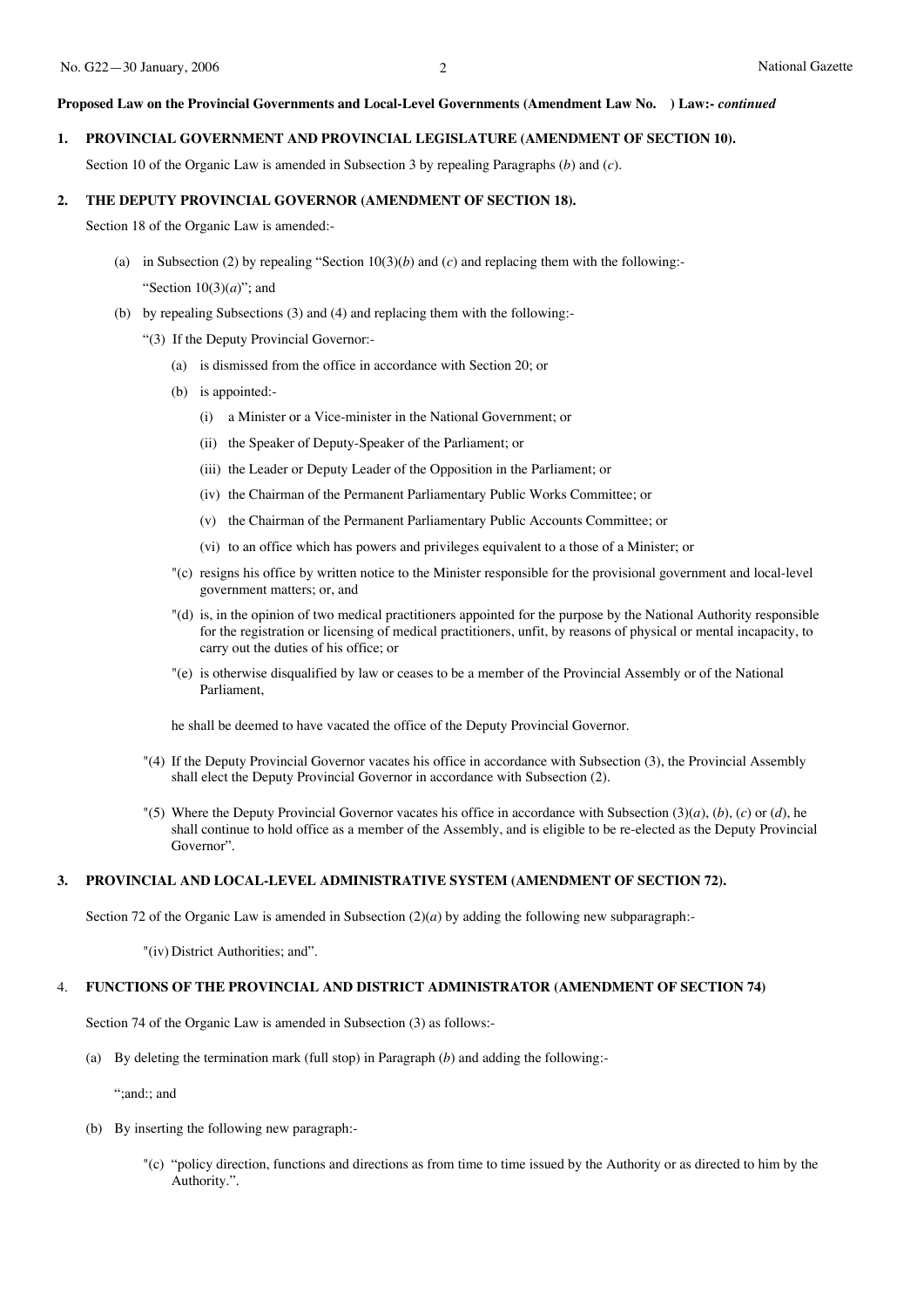**Proposed Law on the Provincial Governments and Local-Level Governments (Amendment Law No. ) Law:-** ***continued***

**1. PROVINCIAL GOVERNMENT AND PROVINCIAL LEGISLATURE (AMENDMENT OF SECTION 10).**

Section 10 of the Organic Law is amended in Subsection 3 by repealing Paragraphs (*b*) and (*c*).

**2. THE DEPUTY PROVINCIAL GOVERNOR (AMENDMENT OF SECTION 18).**

Section 18 of the Organic Law is amended:-

(a) in Subsection (2) by repealing "Section 10(3)(*b*) and (*c*) and replacing them with the following:-

"Section 10(3)(*a*)"; and

(b) by repealing Subsections (3) and (4) and replacing them with the following:-

"(3) If the Deputy Provincial Governor:-

(a) is dismissed from the office in accordance with Section 20; or

(b) is appointed:-

(i) a Minister or a Vice-minister in the National Government; or

(ii) the Speaker of Deputy-Speaker of the Parliament; or

(iii) the Leader or Deputy Leader of the Opposition in the Parliament; or

(iv) the Chairman of the Permanent Parliamentary Public Works Committee; or

(v) the Chairman of the Permanent Parliamentary Public Accounts Committee; or

(vi) to an office which has powers and privileges equivalent to a those of a Minister; or

"(c) resigns his office by written notice to the Minister responsible for the provisional government and local-level government matters; or, and

"(d) is, in the opinion of two medical practitioners appointed for the purpose by the National Authority responsible for the registration or licensing of medical practitioners, unfit, by reasons of physical or mental incapacity, to carry out the duties of his office; or

"(e) is otherwise disqualified by law or ceases to be a member of the Provincial Assembly or of the National Parliament,

he shall be deemed to have vacated the office of the Deputy Provincial Governor.

"(4) If the Deputy Provincial Governor vacates his office in accordance with Subsection (3), the Provincial Assembly shall elect the Deputy Provincial Governor in accordance with Subsection (2).

"(5) Where the Deputy Provincial Governor vacates his office in accordance with Subsection (3)(*a*), (*b*), (*c*) or (*d*), he shall continue to hold office as a member of the Assembly, and is eligible to be re-elected as the Deputy Provincial Governor".

**3. PROVINCIAL AND LOCAL-LEVEL ADMINISTRATIVE SYSTEM (AMENDMENT OF SECTION 72).**

Section 72 of the Organic Law is amended in Subsection (2)(*a*) by adding the following new subparagraph:-

"(iv) District Authorities; and".

4. **FUNCTIONS OF THE PROVINCIAL AND DISTRICT ADMINISTRATOR (AMENDMENT OF SECTION 74)**

Section 74 of the Organic Law is amended in Subsection (3) as follows:-

(a) By deleting the termination mark (full stop) in Paragraph (*b*) and adding the following:-

";and:; and

(b) By inserting the following new paragraph:-

"(c) "policy direction, functions and directions as from time to time issued by the Authority or as directed to him by the Authority.".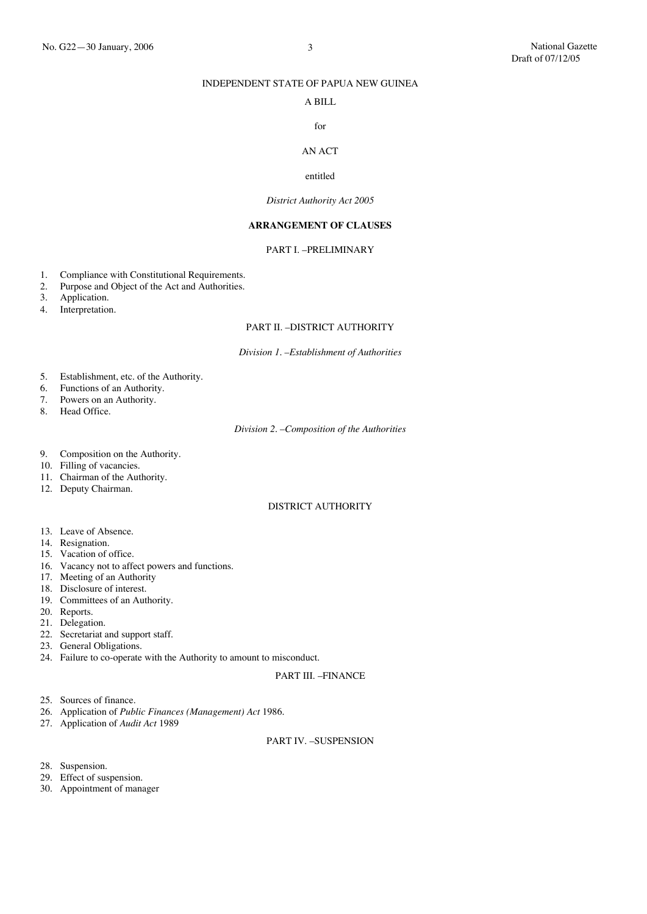INDEPENDENT STATE OF PAPUA NEW GUINEA

A BILL

for

AN ACT

entitled

*District Authority Act 2005*

## ARRANGEMENT OF CLAUSES

### PART I. –PRELIMINARY

1. Compliance with Constitutional Requirements.
2. Purpose and Object of the Act and Authorities.
3. Application.
4. Interpretation.

### PART II. –DISTRICT AUTHORITY

*Division 1. –Establishment of Authorities*

5. Establishment, etc. of the Authority.
6. Functions of an Authority.
7. Powers on an Authority.
8. Head Office.

*Division 2. –Composition of the Authorities*

9. Composition on the Authority.
10. Filling of vacancies.
11. Chairman of the Authority.
12. Deputy Chairman.

### DISTRICT AUTHORITY

13. Leave of Absence.
14. Resignation.
15. Vacation of office.
16. Vacancy not to affect powers and functions.
17. Meeting of an Authority
18. Disclosure of interest.
19. Committees of an Authority.
20. Reports.
21. Delegation.
22. Secretariat and support staff.
23. General Obligations.
24. Failure to co-operate with the Authority to amount to misconduct.

### PART III. –FINANCE

25. Sources of finance.
26. Application of *Public Finances (Management) Act* 1986.
27. Application of *Audit Act* 1989

### PART IV. –SUSPENSION

28. Suspension.
29. Effect of suspension.
30. Appointment of manager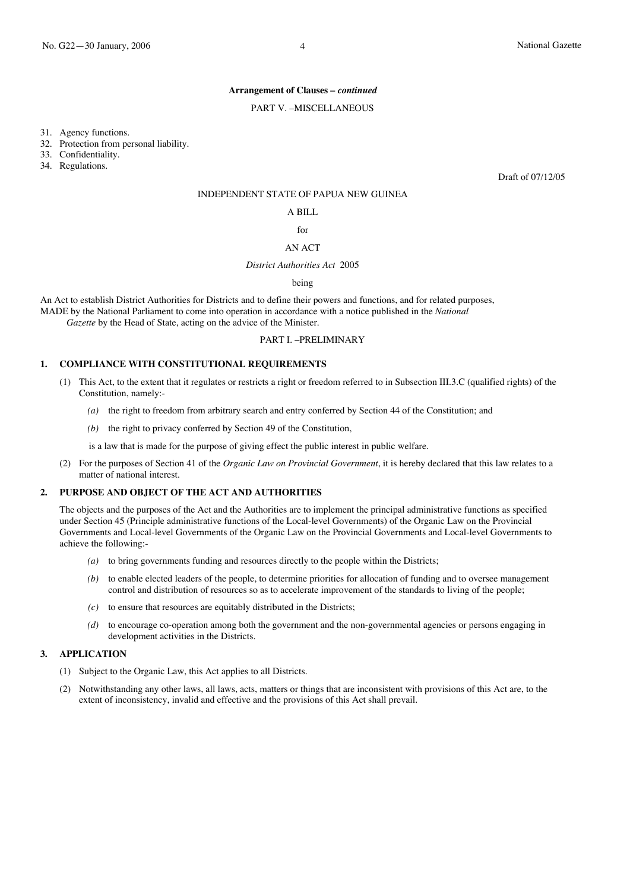**Arrangement of Clauses –** ***continued***

PART V. –MISCELLANEOUS

31. Agency functions.
32. Protection from personal liability.
33. Confidentiality.
34. Regulations.

Draft of 07/12/05

INDEPENDENT STATE OF PAPUA NEW GUINEA

A BILL

for

AN ACT

*District Authorities Act* 2005

being

An Act to establish District Authorities for Districts and to define their powers and functions, and for related purposes,

MADE by the National Parliament to come into operation in accordance with a notice published in the *National Gazette* by the Head of State, acting on the advice of the Minister.

PART I. –PRELIMINARY

**1. COMPLIANCE WITH CONSTITUTIONAL REQUIREMENTS**

(1) This Act, to the extent that it regulates or restricts a right or freedom referred to in Subsection III.3.C (qualified rights) of the Constitution, namely:-

*(a)* the right to freedom from arbitrary search and entry conferred by Section 44 of the Constitution; and

*(b)* the right to privacy conferred by Section 49 of the Constitution,

is a law that is made for the purpose of giving effect the public interest in public welfare.

(2) For the purposes of Section 41 of the *Organic Law on Provincial Government*, it is hereby declared that this law relates to a matter of national interest.

**2. PURPOSE AND OBJECT OF THE ACT AND AUTHORITIES**

The objects and the purposes of the Act and the Authorities are to implement the principal administrative functions as specified under Section 45 (Principle administrative functions of the Local-level Governments) of the Organic Law on the Provincial Governments and Local-level Governments of the Organic Law on the Provincial Governments and Local-level Governments to achieve the following:-

*(a)* to bring governments funding and resources directly to the people within the Districts;

*(b)* to enable elected leaders of the people, to determine priorities for allocation of funding and to oversee management control and distribution of resources so as to accelerate improvement of the standards to living of the people;

*(c)* to ensure that resources are equitably distributed in the Districts;

*(d)* to encourage co-operation among both the government and the non-governmental agencies or persons engaging in development activities in the Districts.

**3. APPLICATION**

(1) Subject to the Organic Law, this Act applies to all Districts.

(2) Notwithstanding any other laws, all laws, acts, matters or things that are inconsistent with provisions of this Act are, to the extent of inconsistency, invalid and effective and the provisions of this Act shall prevail.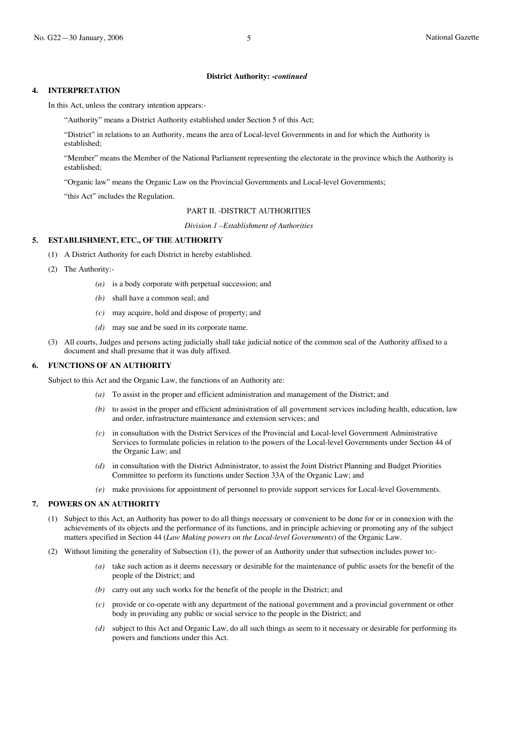**District Authority: -*continued***

## 4. INTERPRETATION

In this Act, unless the contrary intention appears:-

"Authority" means a District Authority established under Section 5 of this Act;

"District" in relations to an Authority, means the area of Local-level Governments in and for which the Authority is established;

"Member" means the Member of the National Parliament representing the electorate in the province which the Authority is established;

"Organic law" means the Organic Law on the Provincial Governments and Local-level Governments;

"this Act" includes the Regulation.

PART II. -DISTRICT AUTHORITIES

*Division 1 –Establishment of Authorities*

## 5. ESTABLISHMENT, ETC., OF THE AUTHORITY

(1) A District Authority for each District in hereby established.

(2) The Authority:-

*(a)* is a body corporate with perpetual succession; and

*(b)* shall have a common seal; and

*(c)* may acquire, hold and dispose of property; and

*(d)* may sue and be sued in its corporate name.

(3) All courts, Judges and persons acting judicially shall take judicial notice of the common seal of the Authority affixed to a document and shall presume that it was duly affixed.

## 6. FUNCTIONS OF AN AUTHORITY

Subject to this Act and the Organic Law, the functions of an Authority are:

*(a)* To assist in the proper and efficient administration and management of the District; and

*(b)* to assist in the proper and efficient administration of all government services including health, education, law and order, infrastructure maintenance and extension services; and

*(c)* in consultation with the District Services of the Provincial and Local-level Government Administrative Services to formulate policies in relation to the powers of the Local-level Governments under Section 44 of the Organic Law; and

*(d)* in consultation with the District Administrator, to assist the Joint District Planning and Budget Priorities Committee to perform its functions under Section 33A of the Organic Law; and

*(e)* make provisions for appointment of personnel to provide support services for Local-level Governments.

## 7. POWERS ON AN AUTHORITY

(1) Subject to this Act, an Authority has power to do all things necessary or convenient to be done for or in connexion with the achievements of its objects and the performance of its functions, and in principle achieving or promoting any of the subject matters specified in Section 44 (*Law Making powers on the Local-level Governments*) of the Organic Law.

(2) Without limiting the generality of Subsection (1), the power of an Authority under that subsection includes power to:-

*(a)* take such action as it deems necessary or desirable for the maintenance of public assets for the benefit of the people of the District; and

*(b)* carry out any such works for the benefit of the people in the District; and

*(c)* provide or co-operate with any department of the national government and a provincial government or other body in providing any public or social service to the people in the District; and

*(d)* subject to this Act and Organic Law, do all such things as seem to it necessary or desirable for performing its powers and functions under this Act.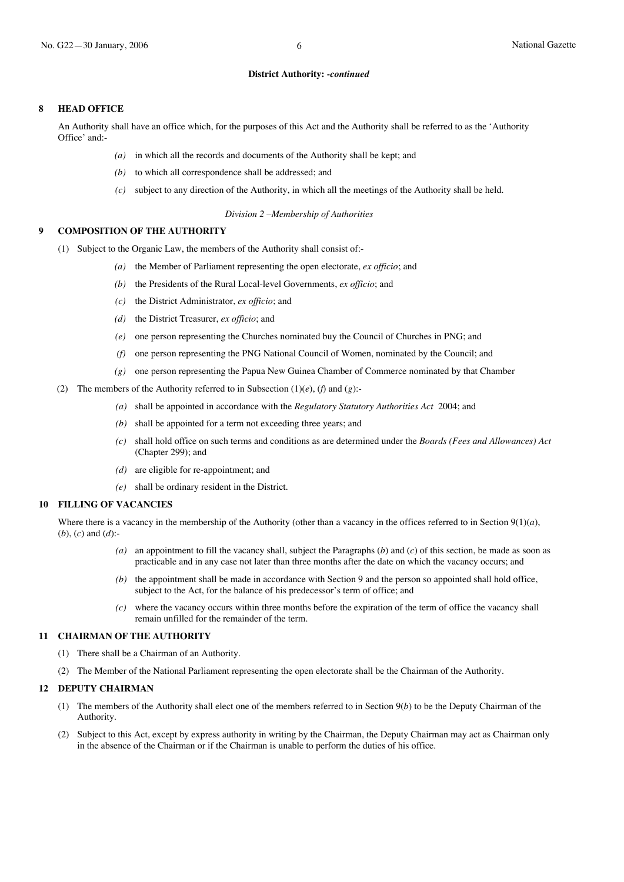**District Authority: -*continued***

## 8 HEAD OFFICE

An Authority shall have an office which, for the purposes of this Act and the Authority shall be referred to as the 'Authority Office' and:-

- *(a)* in which all the records and documents of the Authority shall be kept; and
- *(b)* to which all correspondence shall be addressed; and
- *(c)* subject to any direction of the Authority, in which all the meetings of the Authority shall be held.

*Division 2 –Membership of Authorities*

## 9 COMPOSITION OF THE AUTHORITY

(1) Subject to the Organic Law, the members of the Authority shall consist of:-

- *(a)* the Member of Parliament representing the open electorate, *ex officio*; and
- *(b)* the Presidents of the Rural Local-level Governments, *ex officio*; and
- *(c)* the District Administrator, *ex officio*; and
- *(d)* the District Treasurer, *ex officio*; and
- *(e)* one person representing the Churches nominated buy the Council of Churches in PNG; and
- *(f)* one person representing the PNG National Council of Women, nominated by the Council; and
- *(g)* one person representing the Papua New Guinea Chamber of Commerce nominated by that Chamber

(2) The members of the Authority referred to in Subsection (1)(*e*), (*f*) and (*g*):-

- *(a)* shall be appointed in accordance with the *Regulatory Statutory Authorities Act* 2004; and
- *(b)* shall be appointed for a term not exceeding three years; and
- *(c)* shall hold office on such terms and conditions as are determined under the *Boards (Fees and Allowances) Act* (Chapter 299); and
- *(d)* are eligible for re-appointment; and
- *(e)* shall be ordinary resident in the District.

## 10 FILLING OF VACANCIES

Where there is a vacancy in the membership of the Authority (other than a vacancy in the offices referred to in Section 9(1)(*a*), (*b*), (*c*) and (*d*):-

- *(a)* an appointment to fill the vacancy shall, subject the Paragraphs (*b*) and (*c*) of this section, be made as soon as practicable and in any case not later than three months after the date on which the vacancy occurs; and
- *(b)* the appointment shall be made in accordance with Section 9 and the person so appointed shall hold office, subject to the Act, for the balance of his predecessor's term of office; and
- *(c)* where the vacancy occurs within three months before the expiration of the term of office the vacancy shall remain unfilled for the remainder of the term.

## 11 CHAIRMAN OF THE AUTHORITY

(1) There shall be a Chairman of an Authority.

(2) The Member of the National Parliament representing the open electorate shall be the Chairman of the Authority.

## 12 DEPUTY CHAIRMAN

(1) The members of the Authority shall elect one of the members referred to in Section 9(*b*) to be the Deputy Chairman of the Authority.

(2) Subject to this Act, except by express authority in writing by the Chairman, the Deputy Chairman may act as Chairman only in the absence of the Chairman or if the Chairman is unable to perform the duties of his office.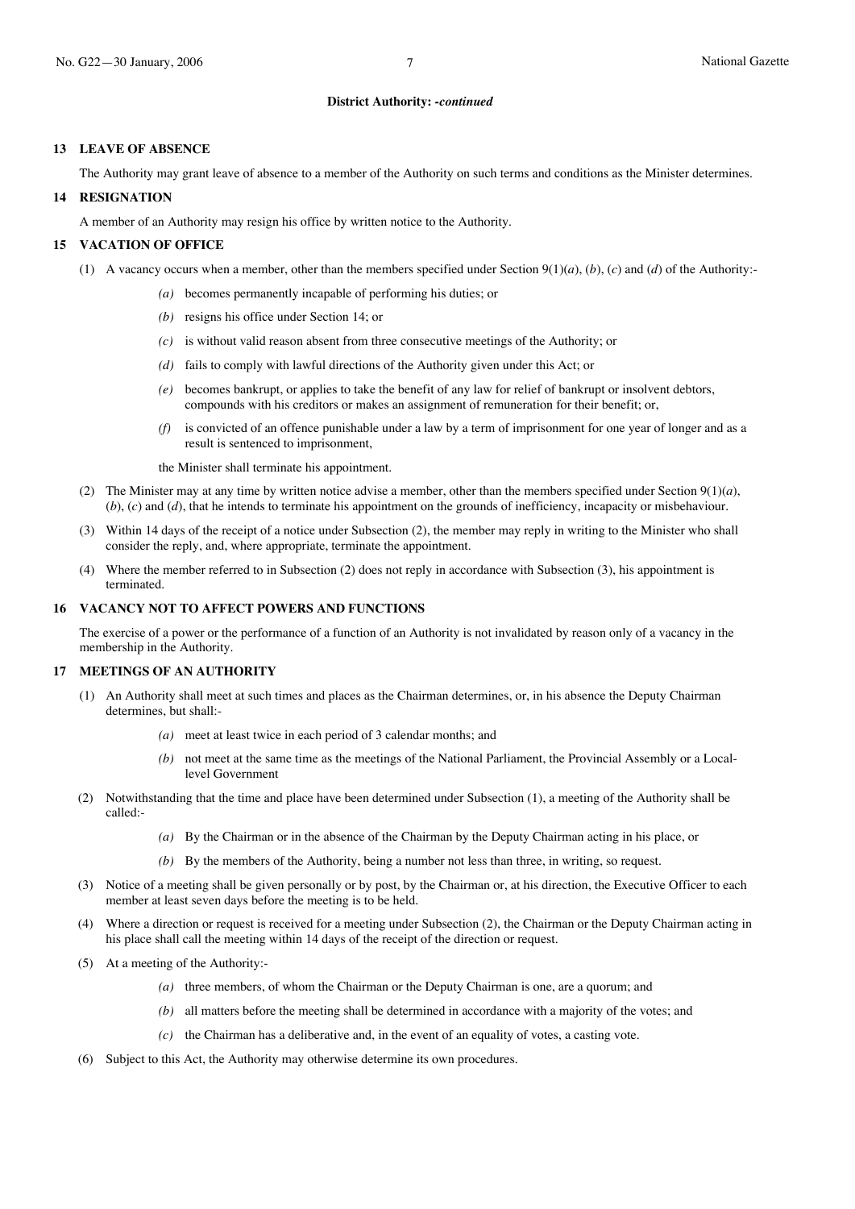**District Authority: -*continued***

### 13 LEAVE OF ABSENCE

The Authority may grant leave of absence to a member of the Authority on such terms and conditions as the Minister determines.

### 14 RESIGNATION

A member of an Authority may resign his office by written notice to the Authority.

### 15 VACATION OF OFFICE

(1) A vacancy occurs when a member, other than the members specified under Section 9(1)(*a*), (*b*), (*c*) and (*d*) of the Authority:-

*(a)* becomes permanently incapable of performing his duties; or

*(b)* resigns his office under Section 14; or

*(c)* is without valid reason absent from three consecutive meetings of the Authority; or

*(d)* fails to comply with lawful directions of the Authority given under this Act; or

*(e)* becomes bankrupt, or applies to take the benefit of any law for relief of bankrupt or insolvent debtors, compounds with his creditors or makes an assignment of remuneration for their benefit; or,

*(f)* is convicted of an offence punishable under a law by a term of imprisonment for one year of longer and as a result is sentenced to imprisonment,

the Minister shall terminate his appointment.

(2) The Minister may at any time by written notice advise a member, other than the members specified under Section 9(1)(*a*), (*b*), (*c*) and (*d*), that he intends to terminate his appointment on the grounds of inefficiency, incapacity or misbehaviour.

(3) Within 14 days of the receipt of a notice under Subsection (2), the member may reply in writing to the Minister who shall consider the reply, and, where appropriate, terminate the appointment.

(4) Where the member referred to in Subsection (2) does not reply in accordance with Subsection (3), his appointment is terminated.

### 16 VACANCY NOT TO AFFECT POWERS AND FUNCTIONS

The exercise of a power or the performance of a function of an Authority is not invalidated by reason only of a vacancy in the membership in the Authority.

### 17 MEETINGS OF AN AUTHORITY

(1) An Authority shall meet at such times and places as the Chairman determines, or, in his absence the Deputy Chairman determines, but shall:-

*(a)* meet at least twice in each period of 3 calendar months; and

*(b)* not meet at the same time as the meetings of the National Parliament, the Provincial Assembly or a Local-level Government

(2) Notwithstanding that the time and place have been determined under Subsection (1), a meeting of the Authority shall be called:-

*(a)* By the Chairman or in the absence of the Chairman by the Deputy Chairman acting in his place, or

*(b)* By the members of the Authority, being a number not less than three, in writing, so request.

(3) Notice of a meeting shall be given personally or by post, by the Chairman or, at his direction, the Executive Officer to each member at least seven days before the meeting is to be held.

(4) Where a direction or request is received for a meeting under Subsection (2), the Chairman or the Deputy Chairman acting in his place shall call the meeting within 14 days of the receipt of the direction or request.

(5) At a meeting of the Authority:-

*(a)* three members, of whom the Chairman or the Deputy Chairman is one, are a quorum; and

*(b)* all matters before the meeting shall be determined in accordance with a majority of the votes; and

*(c)* the Chairman has a deliberative and, in the event of an equality of votes, a casting vote.

(6) Subject to this Act, the Authority may otherwise determine its own procedures.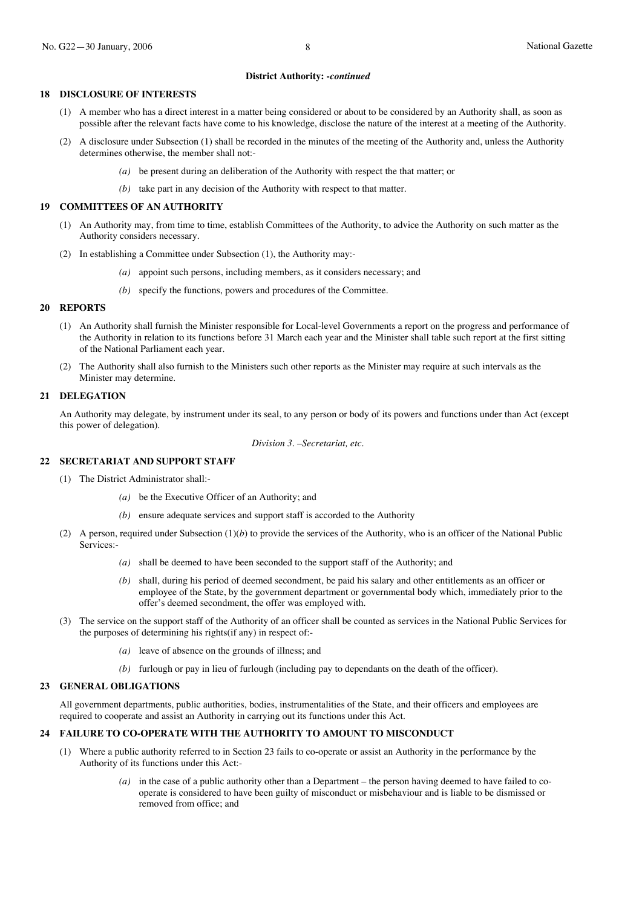**District Authority: -*continued***

### 18 DISCLOSURE OF INTERESTS

(1) A member who has a direct interest in a matter being considered or about to be considered by an Authority shall, as soon as possible after the relevant facts have come to his knowledge, disclose the nature of the interest at a meeting of the Authority.

(2) A disclosure under Subsection (1) shall be recorded in the minutes of the meeting of the Authority and, unless the Authority determines otherwise, the member shall not:-

*(a)* be present during an deliberation of the Authority with respect the that matter; or

*(b)* take part in any decision of the Authority with respect to that matter.

### 19 COMMITTEES OF AN AUTHORITY

(1) An Authority may, from time to time, establish Committees of the Authority, to advice the Authority on such matter as the Authority considers necessary.

(2) In establishing a Committee under Subsection (1), the Authority may:-

*(a)* appoint such persons, including members, as it considers necessary; and

*(b)* specify the functions, powers and procedures of the Committee.

### 20 REPORTS

(1) An Authority shall furnish the Minister responsible for Local-level Governments a report on the progress and performance of the Authority in relation to its functions before 31 March each year and the Minister shall table such report at the first sitting of the National Parliament each year.

(2) The Authority shall also furnish to the Ministers such other reports as the Minister may require at such intervals as the Minister may determine.

### 21 DELEGATION

An Authority may delegate, by instrument under its seal, to any person or body of its powers and functions under than Act (except this power of delegation).

*Division 3. –Secretariat, etc.*

### 22 SECRETARIAT AND SUPPORT STAFF

(1) The District Administrator shall:-

*(a)* be the Executive Officer of an Authority; and

*(b)* ensure adequate services and support staff is accorded to the Authority

(2) A person, required under Subsection (1)(*b*) to provide the services of the Authority, who is an officer of the National Public Services:-

*(a)* shall be deemed to have been seconded to the support staff of the Authority; and

*(b)* shall, during his period of deemed secondment, be paid his salary and other entitlements as an officer or employee of the State, by the government department or governmental body which, immediately prior to the offer's deemed secondment, the offer was employed with.

(3) The service on the support staff of the Authority of an officer shall be counted as services in the National Public Services for the purposes of determining his rights(if any) in respect of:-

*(a)* leave of absence on the grounds of illness; and

*(b)* furlough or pay in lieu of furlough (including pay to dependants on the death of the officer).

### 23 GENERAL OBLIGATIONS

All government departments, public authorities, bodies, instrumentalities of the State, and their officers and employees are required to cooperate and assist an Authority in carrying out its functions under this Act.

### 24 FAILURE TO CO-OPERATE WITH THE AUTHORITY TO AMOUNT TO MISCONDUCT

(1) Where a public authority referred to in Section 23 fails to co-operate or assist an Authority in the performance by the Authority of its functions under this Act:-

*(a)* in the case of a public authority other than a Department – the person having deemed to have failed to co-operate is considered to have been guilty of misconduct or misbehaviour and is liable to be dismissed or removed from office; and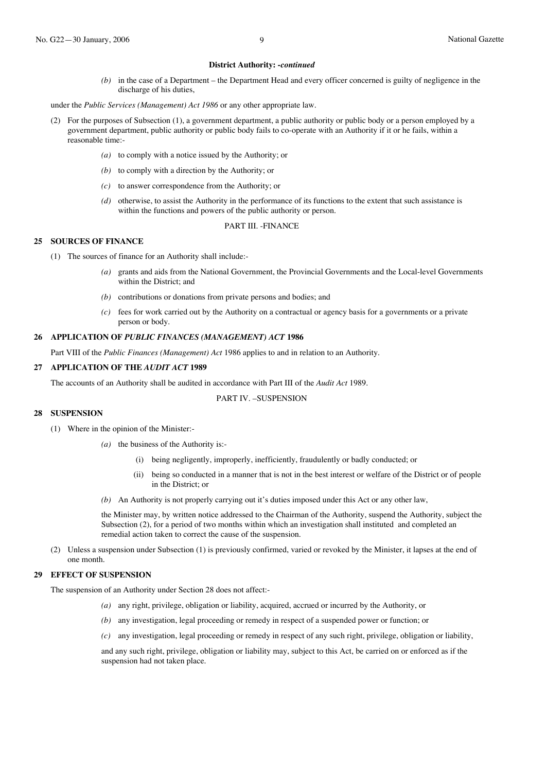**District Authority: -*continued***

*(b)* in the case of a Department – the Department Head and every officer concerned is guilty of negligence in the discharge of his duties,

under the *Public Services (Management) Act 1986* or any other appropriate law.

(2) For the purposes of Subsection (1), a government department, a public authority or public body or a person employed by a government department, public authority or public body fails to co-operate with an Authority if it or he fails, within a reasonable time:-

*(a)* to comply with a notice issued by the Authority; or

*(b)* to comply with a direction by the Authority; or

*(c)* to answer correspondence from the Authority; or

*(d)* otherwise, to assist the Authority in the performance of its functions to the extent that such assistance is within the functions and powers of the public authority or person.

PART III. -FINANCE

**25 SOURCES OF FINANCE**

(1) The sources of finance for an Authority shall include:-

*(a)* grants and aids from the National Government, the Provincial Governments and the Local-level Governments within the District; and

*(b)* contributions or donations from private persons and bodies; and

*(c)* fees for work carried out by the Authority on a contractual or agency basis for a governments or a private person or body.

**26 APPLICATION OF *PUBLIC FINANCES (MANAGEMENT) ACT* 1986**

Part VIII of the *Public Finances (Management) Act* 1986 applies to and in relation to an Authority.

**27 APPLICATION OF THE *AUDIT ACT* 1989**

The accounts of an Authority shall be audited in accordance with Part III of the *Audit Act* 1989.

PART IV. –SUSPENSION

**28 SUSPENSION**

(1) Where in the opinion of the Minister:-

*(a)* the business of the Authority is:-

(i) being negligently, improperly, inefficiently, fraudulently or badly conducted; or

(ii) being so conducted in a manner that is not in the best interest or welfare of the District or of people in the District; or

*(b)* An Authority is not properly carrying out it's duties imposed under this Act or any other law,

the Minister may, by written notice addressed to the Chairman of the Authority, suspend the Authority, subject the Subsection (2), for a period of two months within which an investigation shall instituted and completed an remedial action taken to correct the cause of the suspension.

(2) Unless a suspension under Subsection (1) is previously confirmed, varied or revoked by the Minister, it lapses at the end of one month.

**29 EFFECT OF SUSPENSION**

The suspension of an Authority under Section 28 does not affect:-

*(a)* any right, privilege, obligation or liability, acquired, accrued or incurred by the Authority, or

*(b)* any investigation, legal proceeding or remedy in respect of a suspended power or function; or

*(c)* any investigation, legal proceeding or remedy in respect of any such right, privilege, obligation or liability,

and any such right, privilege, obligation or liability may, subject to this Act, be carried on or enforced as if the suspension had not taken place.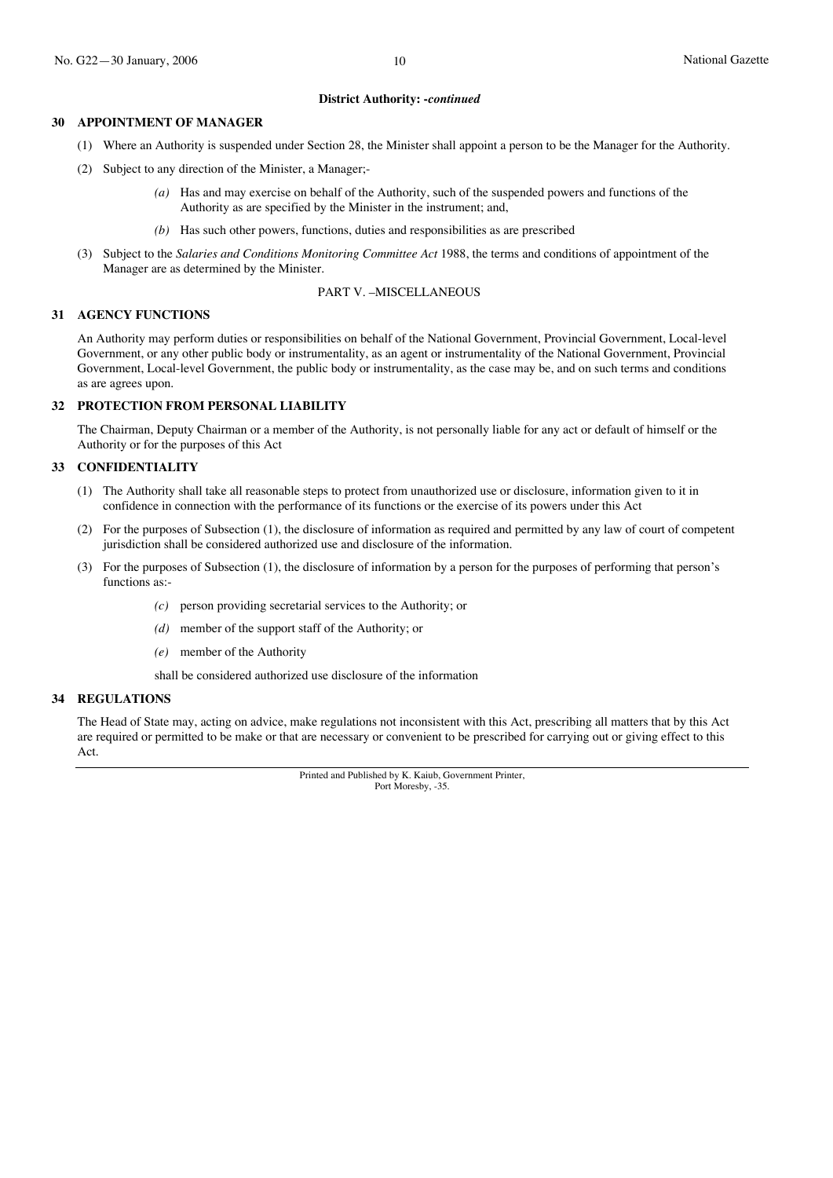**District Authority: -*continued***

### 30 APPOINTMENT OF MANAGER

(1) Where an Authority is suspended under Section 28, the Minister shall appoint a person to be the Manager for the Authority.

(2) Subject to any direction of the Minister, a Manager;-

*(a)* Has and may exercise on behalf of the Authority, such of the suspended powers and functions of the Authority as are specified by the Minister in the instrument; and,

*(b)* Has such other powers, functions, duties and responsibilities as are prescribed

(3) Subject to the *Salaries and Conditions Monitoring Committee Act* 1988, the terms and conditions of appointment of the Manager are as determined by the Minister.

## PART V. –MISCELLANEOUS

### 31 AGENCY FUNCTIONS

An Authority may perform duties or responsibilities on behalf of the National Government, Provincial Government, Local-level Government, or any other public body or instrumentality, as an agent or instrumentality of the National Government, Provincial Government, Local-level Government, the public body or instrumentality, as the case may be, and on such terms and conditions as are agrees upon.

### 32 PROTECTION FROM PERSONAL LIABILITY

The Chairman, Deputy Chairman or a member of the Authority, is not personally liable for any act or default of himself or the Authority or for the purposes of this Act

### 33 CONFIDENTIALITY

(1) The Authority shall take all reasonable steps to protect from unauthorized use or disclosure, information given to it in confidence in connection with the performance of its functions or the exercise of its powers under this Act

(2) For the purposes of Subsection (1), the disclosure of information as required and permitted by any law of court of competent jurisdiction shall be considered authorized use and disclosure of the information.

(3) For the purposes of Subsection (1), the disclosure of information by a person for the purposes of performing that person's functions as:-

*(c)* person providing secretarial services to the Authority; or

*(d)* member of the support staff of the Authority; or

*(e)* member of the Authority

shall be considered authorized use disclosure of the information

### 34 REGULATIONS

The Head of State may, acting on advice, make regulations not inconsistent with this Act, prescribing all matters that by this Act are required or permitted to be make or that are necessary or convenient to be prescribed for carrying out or giving effect to this Act.

Printed and Published by K. Kaiub, Government Printer,
Port Moresby, -35.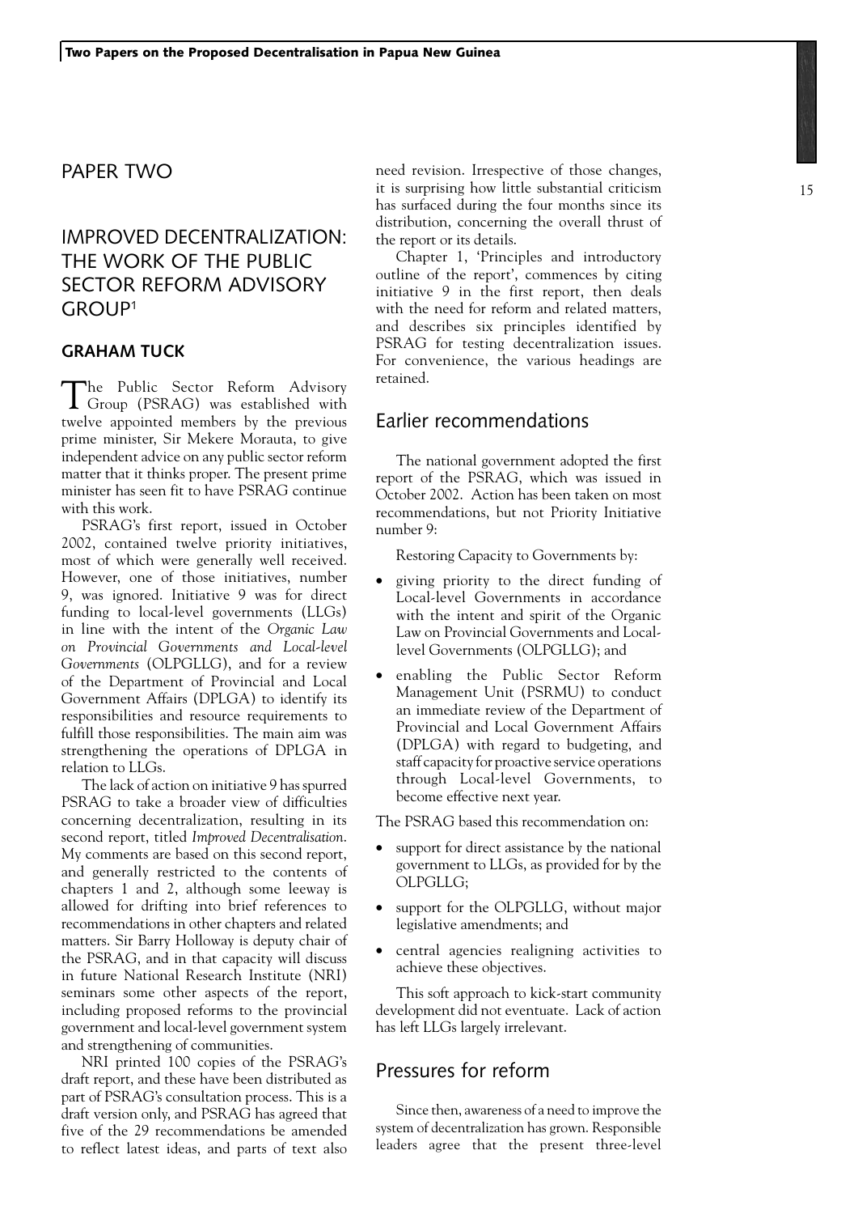## PAPER TWO

# IMPROVED DECENTRALIZATION: THE WORK OF THE PUBLIC SECTOR REFORM ADVISORY GROUP[1]

### GRAHAM TUCK

The Public Sector Reform Advisory Group (PSRAG) was established with twelve appointed members by the previous prime minister, Sir Mekere Morauta, to give independent advice on any public sector reform matter that it thinks proper. The present prime minister has seen fit to have PSRAG continue with this work.

PSRAG's first report, issued in October 2002, contained twelve priority initiatives, most of which were generally well received. However, one of those initiatives, number 9, was ignored. Initiative 9 was for direct funding to local-level governments (LLGs) in line with the intent of the *Organic Law on Provincial Governments and Local-level Governments* (OLPGLLG), and for a review of the Department of Provincial and Local Government Affairs (DPLGA) to identify its responsibilities and resource requirements to fulfill those responsibilities. The main aim was strengthening the operations of DPLGA in relation to LLGs.

The lack of action on initiative 9 has spurred PSRAG to take a broader view of difficulties concerning decentralization, resulting in its second report, titled *Improved Decentralisation*. My comments are based on this second report, and generally restricted to the contents of chapters 1 and 2, although some leeway is allowed for drifting into brief references to recommendations in other chapters and related matters. Sir Barry Holloway is deputy chair of the PSRAG, and in that capacity will discuss in future National Research Institute (NRI) seminars some other aspects of the report, including proposed reforms to the provincial government and local-level government system and strengthening of communities.

NRI printed 100 copies of the PSRAG's draft report, and these have been distributed as part of PSRAG's consultation process. This is a draft version only, and PSRAG has agreed that five of the 29 recommendations be amended to reflect latest ideas, and parts of text also need revision. Irrespective of those changes, it is surprising how little substantial criticism has surfaced during the four months since its distribution, concerning the overall thrust of the report or its details.

Chapter 1, 'Principles and introductory outline of the report', commences by citing initiative 9 in the first report, then deals with the need for reform and related matters, and describes six principles identified by PSRAG for testing decentralization issues. For convenience, the various headings are retained.

## Earlier recommendations

The national government adopted the first report of the PSRAG, which was issued in October 2002. Action has been taken on most recommendations, but not Priority Initiative number 9:

Restoring Capacity to Governments by:

- giving priority to the direct funding of Local-level Governments in accordance with the intent and spirit of the Organic Law on Provincial Governments and Local-level Governments (OLPGLLG); and
- enabling the Public Sector Reform Management Unit (PSRMU) to conduct an immediate review of the Department of Provincial and Local Government Affairs (DPLGA) with regard to budgeting, and staff capacity for proactive service operations through Local-level Governments, to become effective next year.

The PSRAG based this recommendation on:

- support for direct assistance by the national government to LLGs, as provided for by the OLPGLLG;
- support for the OLPGLLG, without major legislative amendments; and
- central agencies realigning activities to achieve these objectives.

This soft approach to kick-start community development did not eventuate. Lack of action has left LLGs largely irrelevant.

## Pressures for reform

Since then, awareness of a need to improve the system of decentralization has grown. Responsible leaders agree that the present three-level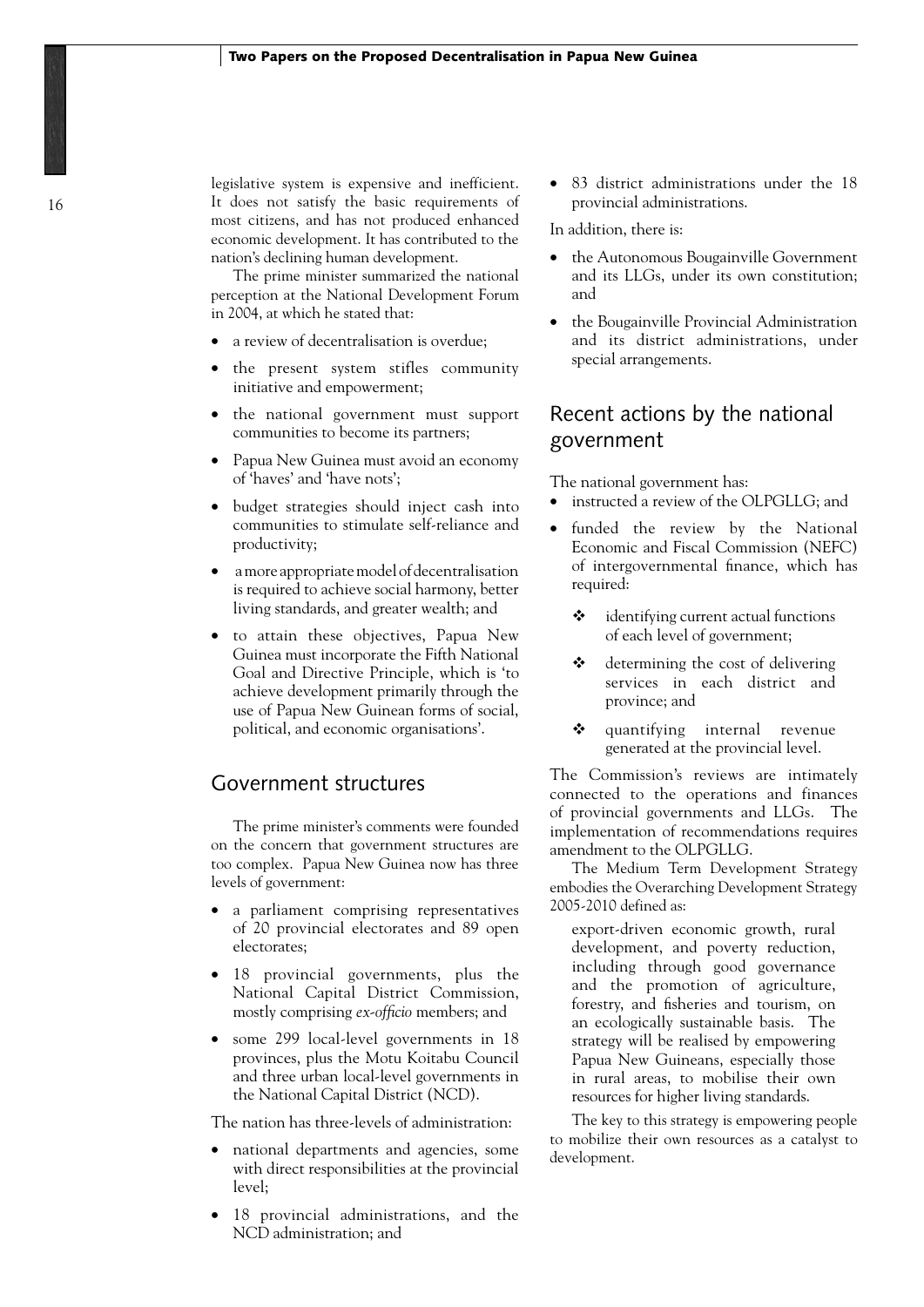legislative system is expensive and inefficient. It does not satisfy the basic requirements of most citizens, and has not produced enhanced economic development. It has contributed to the nation's declining human development.

The prime minister summarized the national perception at the National Development Forum in 2004, at which he stated that:

- a review of decentralisation is overdue;
- the present system stifles community initiative and empowerment;
- the national government must support communities to become its partners;
- Papua New Guinea must avoid an economy of 'haves' and 'have nots';
- budget strategies should inject cash into communities to stimulate self-reliance and productivity;
- a more appropriate model of decentralisation is required to achieve social harmony, better living standards, and greater wealth; and
- to attain these objectives, Papua New Guinea must incorporate the Fifth National Goal and Directive Principle, which is 'to achieve development primarily through the use of Papua New Guinean forms of social, political, and economic organisations'.

## Government structures

The prime minister's comments were founded on the concern that government structures are too complex. Papua New Guinea now has three levels of government:

- a parliament comprising representatives of 20 provincial electorates and 89 open electorates;
- 18 provincial governments, plus the National Capital District Commission, mostly comprising *ex-officio* members; and
- some 299 local-level governments in 18 provinces, plus the Motu Koitabu Council and three urban local-level governments in the National Capital District (NCD).

The nation has three-levels of administration:

- national departments and agencies, some with direct responsibilities at the provincial level;
- 18 provincial administrations, and the NCD administration; and
- 83 district administrations under the 18 provincial administrations.

In addition, there is:

- the Autonomous Bougainville Government and its LLGs, under its own constitution; and
- the Bougainville Provincial Administration and its district administrations, under special arrangements.

## Recent actions by the national government

The national government has:

- instructed a review of the OLPGLLG; and
- funded the review by the National Economic and Fiscal Commission (NEFC) of intergovernmental finance, which has required:
  - identifying current actual functions of each level of government;
  - determining the cost of delivering services in each district and province; and
  - quantifying internal revenue generated at the provincial level.

The Commission's reviews are intimately connected to the operations and finances of provincial governments and LLGs. The implementation of recommendations requires amendment to the OLPGLLG.

The Medium Term Development Strategy embodies the Overarching Development Strategy 2005-2010 defined as:

> export-driven economic growth, rural development, and poverty reduction, including through good governance and the promotion of agriculture, forestry, and fisheries and tourism, on an ecologically sustainable basis. The strategy will be realised by empowering Papua New Guineans, especially those in rural areas, to mobilise their own resources for higher living standards.

The key to this strategy is empowering people to mobilize their own resources as a catalyst to development.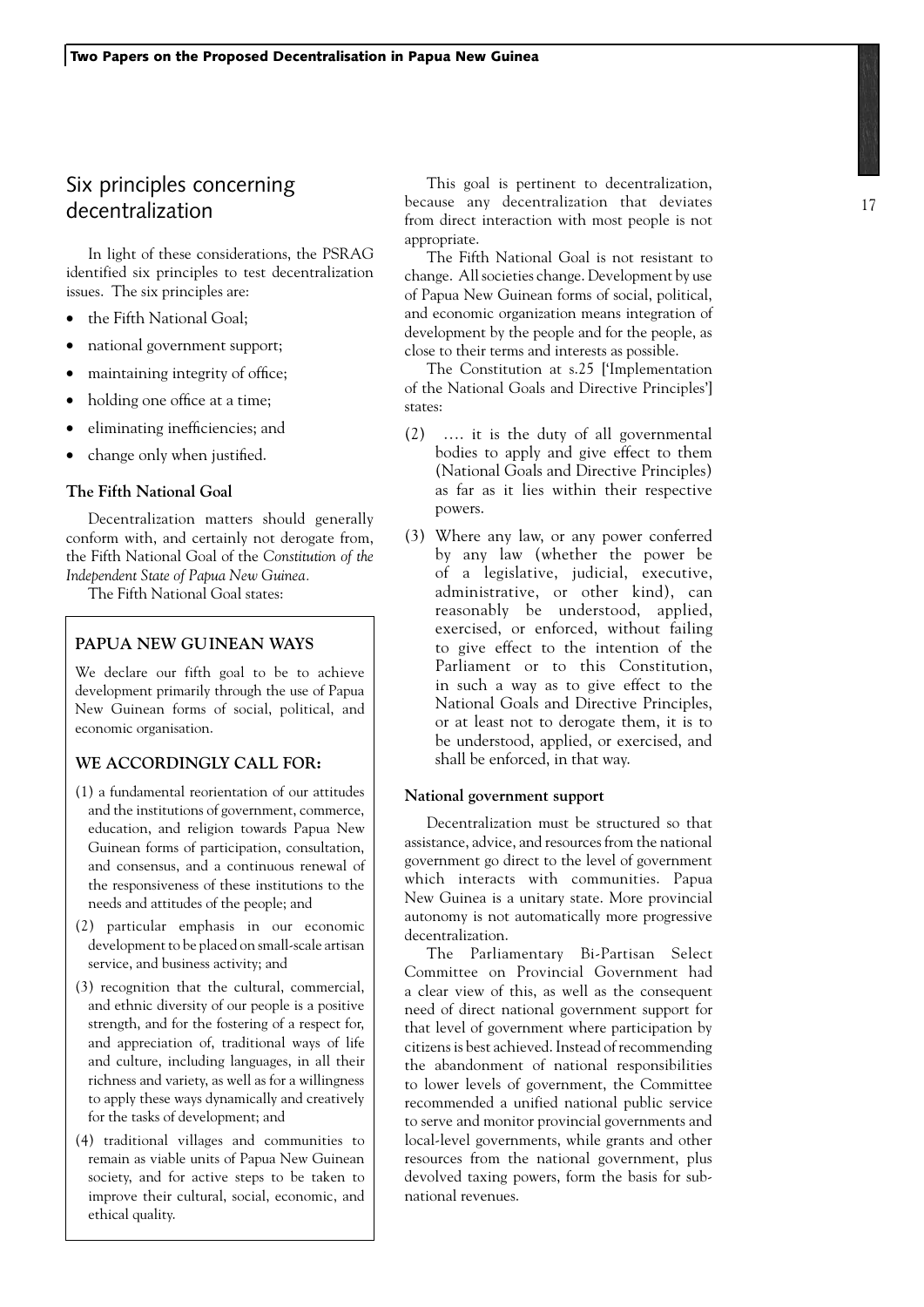## Six principles concerning decentralization

In light of these considerations, the PSRAG identified six principles to test decentralization issues. The six principles are:

- the Fifth National Goal;
- national government support;
- maintaining integrity of office;
- holding one office at a time;
- eliminating inefficiencies; and
- change only when justified.

### The Fifth National Goal

Decentralization matters should generally conform with, and certainly not derogate from, the Fifth National Goal of the *Constitution of the Independent State of Papua New Guinea.*

The Fifth National Goal states:

> **PAPUA NEW GUINEAN WAYS**
>
> We declare our fifth goal to be to achieve development primarily through the use of Papua New Guinean forms of social, political, and economic organisation.
>
> **WE ACCORDINGLY CALL FOR:**
>
> (1) a fundamental reorientation of our attitudes and the institutions of government, commerce, education, and religion towards Papua New Guinean forms of participation, consultation, and consensus, and a continuous renewal of the responsiveness of these institutions to the needs and attitudes of the people; and
>
> (2) particular emphasis in our economic development to be placed on small-scale artisan service, and business activity; and
>
> (3) recognition that the cultural, commercial, and ethnic diversity of our people is a positive strength, and for the fostering of a respect for, and appreciation of, traditional ways of life and culture, including languages, in all their richness and variety, as well as for a willingness to apply these ways dynamically and creatively for the tasks of development; and
>
> (4) traditional villages and communities to remain as viable units of Papua New Guinean society, and for active steps to be taken to improve their cultural, social, economic, and ethical quality.

This goal is pertinent to decentralization, because any decentralization that deviates from direct interaction with most people is not appropriate.

The Fifth National Goal is not resistant to change. All societies change. Development by use of Papua New Guinean forms of social, political, and economic organization means integration of development by the people and for the people, as close to their terms and interests as possible.

The Constitution at s.25 ['Implementation of the National Goals and Directive Principles'] states:

(2) …. it is the duty of all governmental bodies to apply and give effect to them (National Goals and Directive Principles) as far as it lies within their respective powers.

(3) Where any law, or any power conferred by any law (whether the power be of a legislative, judicial, executive, administrative, or other kind), can reasonably be understood, applied, exercised, or enforced, without failing to give effect to the intention of the Parliament or to this Constitution, in such a way as to give effect to the National Goals and Directive Principles, or at least not to derogate them, it is to be understood, applied, or exercised, and shall be enforced, in that way.

### National government support

Decentralization must be structured so that assistance, advice, and resources from the national government go direct to the level of government which interacts with communities. Papua New Guinea is a unitary state. More provincial autonomy is not automatically more progressive decentralization.

The Parliamentary Bi-Partisan Select Committee on Provincial Government had a clear view of this, as well as the consequent need of direct national government support for that level of government where participation by citizens is best achieved. Instead of recommending the abandonment of national responsibilities to lower levels of government, the Committee recommended a unified national public service to serve and monitor provincial governments and local-level governments, while grants and other resources from the national government, plus devolved taxing powers, form the basis for sub-national revenues.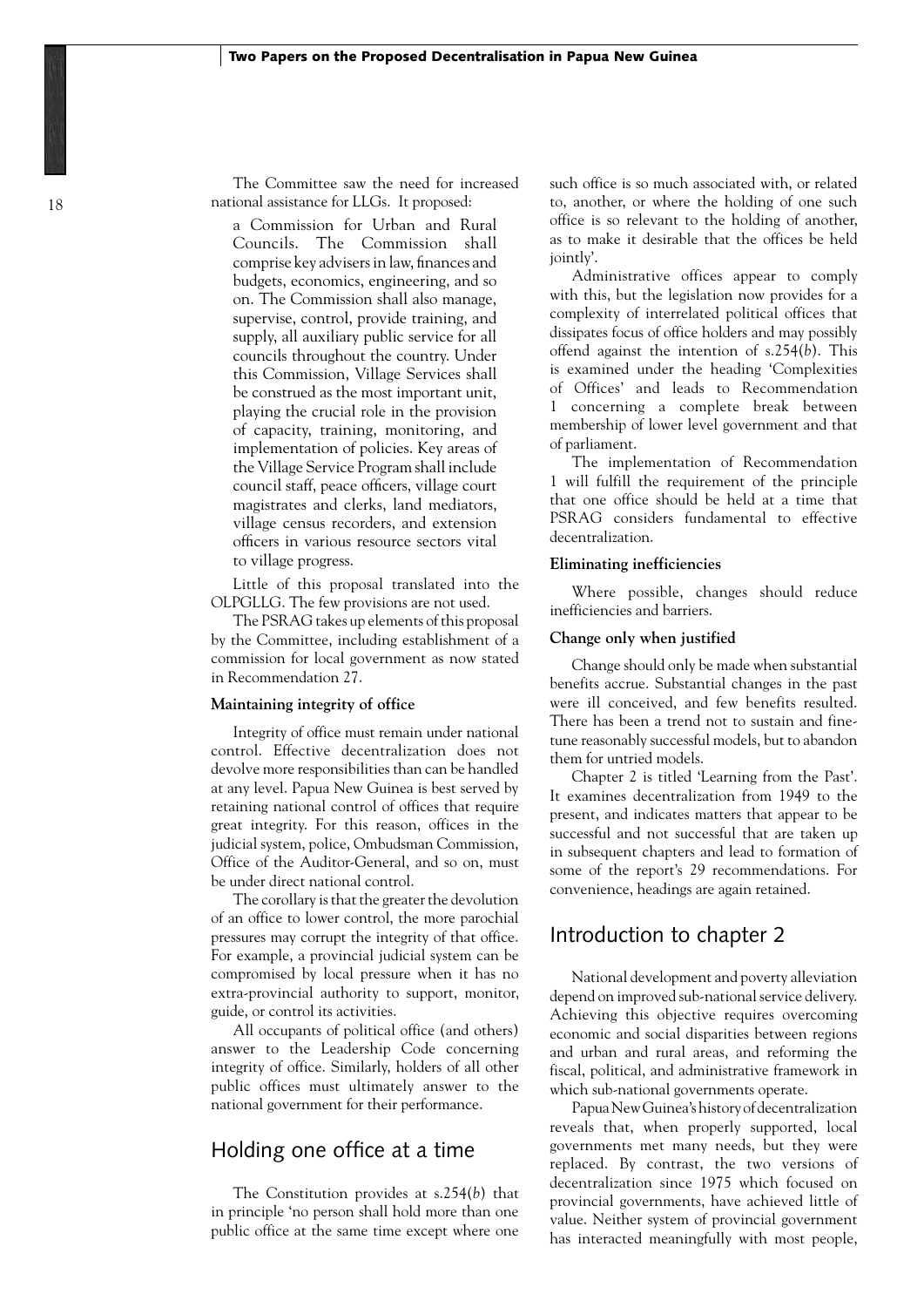The Committee saw the need for increased national assistance for LLGs. It proposed:

> a Commission for Urban and Rural Councils. The Commission shall comprise key advisers in law, finances and budgets, economics, engineering, and so on. The Commission shall also manage, supervise, control, provide training, and supply, all auxiliary public service for all councils throughout the country. Under this Commission, Village Services shall be construed as the most important unit, playing the crucial role in the provision of capacity, training, monitoring, and implementation of policies. Key areas of the Village Service Program shall include council staff, peace officers, village court magistrates and clerks, land mediators, village census recorders, and extension officers in various resource sectors vital to village progress.

Little of this proposal translated into the OLPGLLG. The few provisions are not used.

The PSRAG takes up elements of this proposal by the Committee, including establishment of a commission for local government as now stated in Recommendation 27.

#### Maintaining integrity of office

Integrity of office must remain under national control. Effective decentralization does not devolve more responsibilities than can be handled at any level. Papua New Guinea is best served by retaining national control of offices that require great integrity. For this reason, offices in the judicial system, police, Ombudsman Commission, Office of the Auditor-General, and so on, must be under direct national control.

The corollary is that the greater the devolution of an office to lower control, the more parochial pressures may corrupt the integrity of that office. For example, a provincial judicial system can be compromised by local pressure when it has no extra-provincial authority to support, monitor, guide, or control its activities.

All occupants of political office (and others) answer to the Leadership Code concerning integrity of office. Similarly, holders of all other public offices must ultimately answer to the national government for their performance.

## Holding one office at a time

The Constitution provides at s.254(*b*) that in principle 'no person shall hold more than one public office at the same time except where one such office is so much associated with, or related to, another, or where the holding of one such office is so relevant to the holding of another, as to make it desirable that the offices be held jointly'.

Administrative offices appear to comply with this, but the legislation now provides for a complexity of interrelated political offices that dissipates focus of office holders and may possibly offend against the intention of s.254(*b*). This is examined under the heading 'Complexities of Offices' and leads to Recommendation 1 concerning a complete break between membership of lower level government and that of parliament.

The implementation of Recommendation 1 will fulfill the requirement of the principle that one office should be held at a time that PSRAG considers fundamental to effective decentralization.

#### Eliminating inefficiencies

Where possible, changes should reduce inefficiencies and barriers.

#### Change only when justified

Change should only be made when substantial benefits accrue. Substantial changes in the past were ill conceived, and few benefits resulted. There has been a trend not to sustain and fine-tune reasonably successful models, but to abandon them for untried models.

Chapter 2 is titled 'Learning from the Past'. It examines decentralization from 1949 to the present, and indicates matters that appear to be successful and not successful that are taken up in subsequent chapters and lead to formation of some of the report's 29 recommendations. For convenience, headings are again retained.

## Introduction to chapter 2

National development and poverty alleviation depend on improved sub-national service delivery. Achieving this objective requires overcoming economic and social disparities between regions and urban and rural areas, and reforming the fiscal, political, and administrative framework in which sub-national governments operate.

Papua New Guinea's history of decentralization reveals that, when properly supported, local governments met many needs, but they were replaced. By contrast, the two versions of decentralization since 1975 which focused on provincial governments, have achieved little of value. Neither system of provincial government has interacted meaningfully with most people,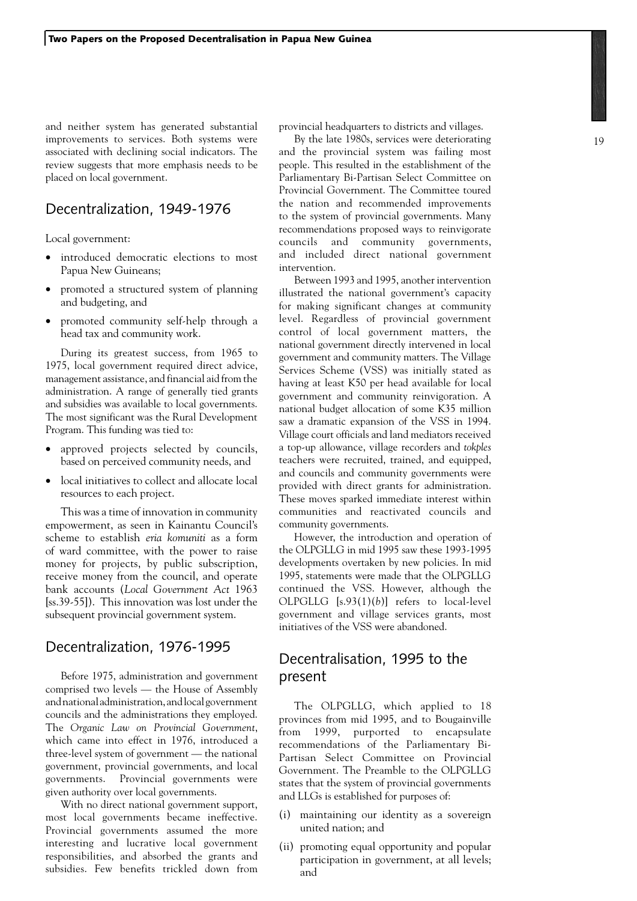and neither system has generated substantial improvements to services. Both systems were associated with declining social indicators. The review suggests that more emphasis needs to be placed on local government.

## Decentralization, 1949-1976

Local government:

- introduced democratic elections to most Papua New Guineans;
- promoted a structured system of planning and budgeting, and
- promoted community self-help through a head tax and community work.

During its greatest success, from 1965 to 1975, local government required direct advice, management assistance, and financial aid from the administration. A range of generally tied grants and subsidies was available to local governments. The most significant was the Rural Development Program. This funding was tied to:

- approved projects selected by councils, based on perceived community needs, and
- local initiatives to collect and allocate local resources to each project.

This was a time of innovation in community empowerment, as seen in Kainantu Council's scheme to establish *eria komuniti* as a form of ward committee, with the power to raise money for projects, by public subscription, receive money from the council, and operate bank accounts (*Local Government Act* 1963 [ss.39-55]). This innovation was lost under the subsequent provincial government system.

## Decentralization, 1976-1995

Before 1975, administration and government comprised two levels — the House of Assembly and national administration, and local government councils and the administrations they employed. The *Organic Law on Provincial Government*, which came into effect in 1976, introduced a three-level system of government — the national government, provincial governments, and local governments. Provincial governments were given authority over local governments.

With no direct national government support, most local governments became ineffective. Provincial governments assumed the more interesting and lucrative local government responsibilities, and absorbed the grants and subsidies. Few benefits trickled down from provincial headquarters to districts and villages.

By the late 1980s, services were deteriorating and the provincial system was failing most people. This resulted in the establishment of the Parliamentary Bi-Partisan Select Committee on Provincial Government. The Committee toured the nation and recommended improvements to the system of provincial governments. Many recommendations proposed ways to reinvigorate councils and community governments, and included direct national government intervention.

Between 1993 and 1995, another intervention illustrated the national government's capacity for making significant changes at community level. Regardless of provincial government control of local government matters, the national government directly intervened in local government and community matters. The Village Services Scheme (VSS) was initially stated as having at least K50 per head available for local government and community reinvigoration. A national budget allocation of some K35 million saw a dramatic expansion of the VSS in 1994. Village court officials and land mediators received a top-up allowance, village recorders and *tokples* teachers were recruited, trained, and equipped, and councils and community governments were provided with direct grants for administration. These moves sparked immediate interest within communities and reactivated councils and community governments.

However, the introduction and operation of the OLPGLLG in mid 1995 saw these 1993-1995 developments overtaken by new policies. In mid 1995, statements were made that the OLPGLLG continued the VSS. However, although the OLPGLLG [s.93(1)(*b*)] refers to local-level government and village services grants, most initiatives of the VSS were abandoned.

## Decentralisation, 1995 to the present

The OLPGLLG, which applied to 18 provinces from mid 1995, and to Bougainville from 1999, purported to encapsulate recommendations of the Parliamentary Bi-Partisan Select Committee on Provincial Government. The Preamble to the OLPGLLG states that the system of provincial governments and LLGs is established for purposes of:

(i) maintaining our identity as a sovereign united nation; and

(ii) promoting equal opportunity and popular participation in government, at all levels; and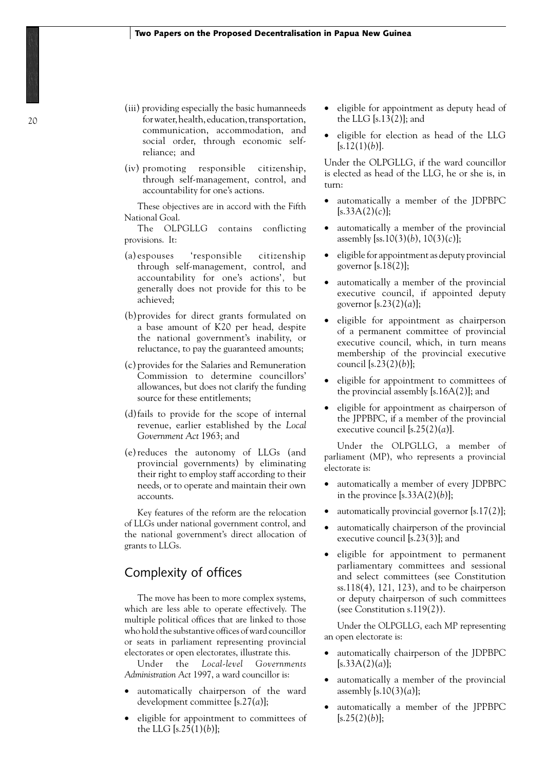(iii) providing especially the basic humanneeds for water, health, education, transportation, communication, accommodation, and social order, through economic self-reliance; and

(iv) promoting responsible citizenship, through self-management, control, and accountability for one's actions.

These objectives are in accord with the Fifth National Goal.

The OLPGLLG contains conflicting provisions. It:

(a) espouses 'responsible citizenship through self-management, control, and accountability for one's actions', but generally does not provide for this to be achieved;

(b) provides for direct grants formulated on a base amount of K20 per head, despite the national government's inability, or reluctance, to pay the guaranteed amounts;

(c) provides for the Salaries and Remuneration Commission to determine councillors' allowances, but does not clarify the funding source for these entitlements;

(d) fails to provide for the scope of internal revenue, earlier established by the *Local Government Act* 1963; and

(e) reduces the autonomy of LLGs (and provincial governments) by eliminating their right to employ staff according to their needs, or to operate and maintain their own accounts.

Key features of the reform are the relocation of LLGs under national government control, and the national government's direct allocation of grants to LLGs.

## Complexity of offices

The move has been to more complex systems, which are less able to operate effectively. The multiple political offices that are linked to those who hold the substantive offices of ward councillor or seats in parliament representing provincial electorates or open electorates, illustrate this.

Under the *Local-level Governments Administration Act* 1997, a ward councillor is:

- automatically chairperson of the ward development committee [s.27(*a*)];
- eligible for appointment to committees of the LLG [s.25(1)(*b*)];
- eligible for appointment as deputy head of the LLG [s.13(2)]; and
- eligible for election as head of the LLG [s.12(1)(*b*)].

Under the OLPGLLG, if the ward councillor is elected as head of the LLG, he or she is, in turn:

- automatically a member of the JDPBPC [s.33A(2)(*c*)];
- automatically a member of the provincial assembly [ss.10(3)(*b*), 10(3)(*c*)];
- eligible for appointment as deputy provincial governor [s.18(2)];
- automatically a member of the provincial executive council, if appointed deputy governor [s.23(2)(*a*)];
- eligible for appointment as chairperson of a permanent committee of provincial executive council, which, in turn means membership of the provincial executive council [s.23(2)(*b*)];
- eligible for appointment to committees of the provincial assembly [s.16A(2)]; and
- eligible for appointment as chairperson of the JPPBPC, if a member of the provincial executive council [s.25(2)(*a*)].

Under the OLPGLLG, a member of parliament (MP), who represents a provincial electorate is:

- automatically a member of every JDPBPC in the province [s.33A(2)(*b*)];
- automatically provincial governor [s.17(2)];
- automatically chairperson of the provincial executive council [s.23(3)]; and
- eligible for appointment to permanent parliamentary committees and sessional and select committees (see Constitution ss.118(4), 121, 123), and to be chairperson or deputy chairperson of such committees (see Constitution s.119(2)).

Under the OLPGLLG, each MP representing an open electorate is:

- automatically chairperson of the JDPBPC [s.33A(2)(*a*)];
- automatically a member of the provincial assembly [s.10(3)(*a*)];
- automatically a member of the JPPBPC [s.25(2)(*b*)];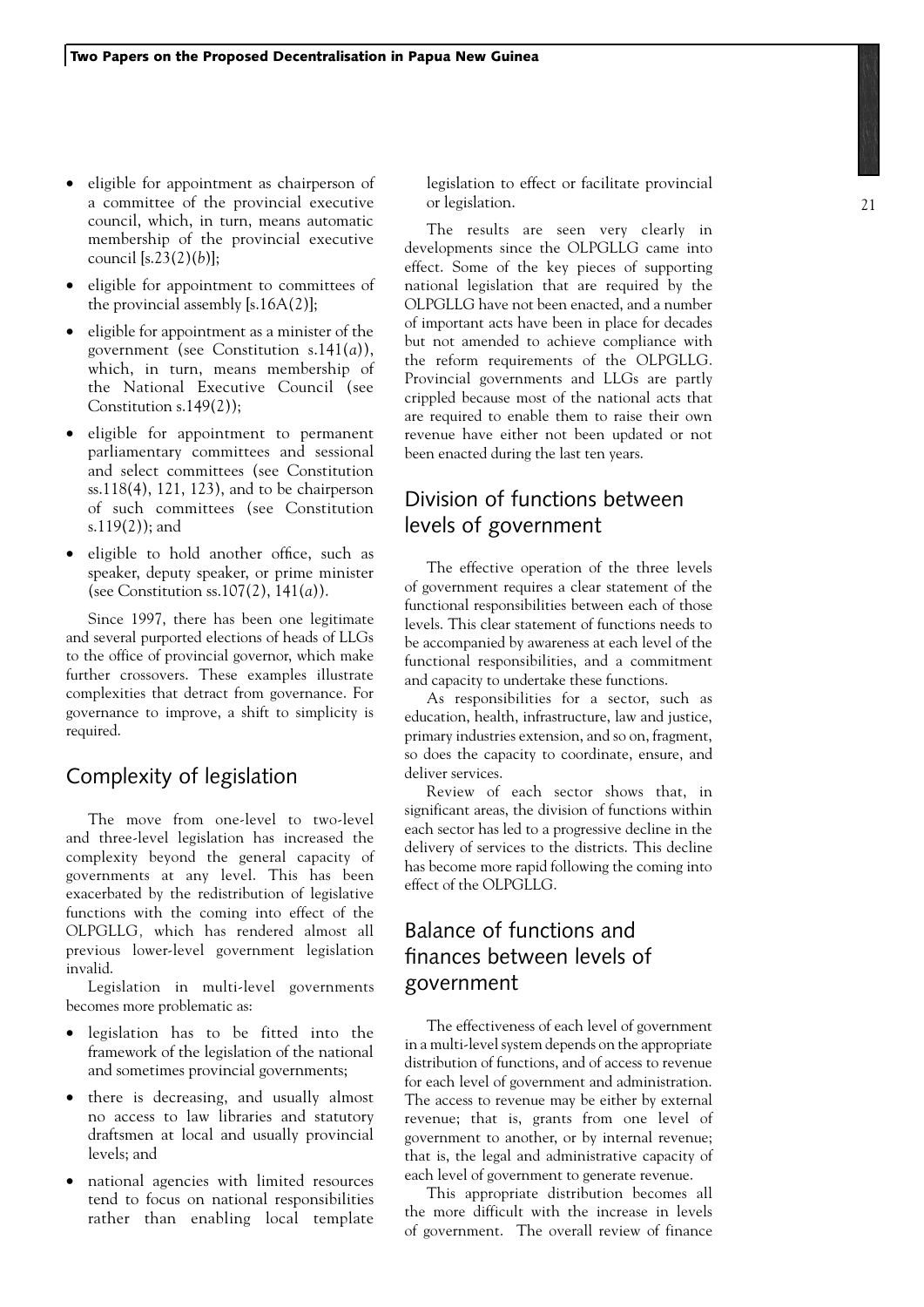- eligible for appointment as chairperson of a committee of the provincial executive council, which, in turn, means automatic membership of the provincial executive council [s.23(2)(*b*)];
- eligible for appointment to committees of the provincial assembly [s.16A(2)];
- eligible for appointment as a minister of the government (see Constitution s.141(*a*)), which, in turn, means membership of the National Executive Council (see Constitution s.149(2));
- eligible for appointment to permanent parliamentary committees and sessional and select committees (see Constitution ss.118(4), 121, 123), and to be chairperson of such committees (see Constitution s.119(2)); and
- eligible to hold another office, such as speaker, deputy speaker, or prime minister (see Constitution ss.107(2), 141(*a*)).

Since 1997, there has been one legitimate and several purported elections of heads of LLGs to the office of provincial governor, which make further crossovers. These examples illustrate complexities that detract from governance. For governance to improve, a shift to simplicity is required.

## Complexity of legislation

The move from one-level to two-level and three-level legislation has increased the complexity beyond the general capacity of governments at any level. This has been exacerbated by the redistribution of legislative functions with the coming into effect of the OLPGLLG, which has rendered almost all previous lower-level government legislation invalid.

Legislation in multi-level governments becomes more problematic as:

- legislation has to be fitted into the framework of the legislation of the national and sometimes provincial governments;
- there is decreasing, and usually almost no access to law libraries and statutory draftsmen at local and usually provincial levels; and
- national agencies with limited resources tend to focus on national responsibilities rather than enabling local template legislation to effect or facilitate provincial or legislation.

The results are seen very clearly in developments since the OLPGLLG came into effect. Some of the key pieces of supporting national legislation that are required by the OLPGLLG have not been enacted, and a number of important acts have been in place for decades but not amended to achieve compliance with the reform requirements of the OLPGLLG. Provincial governments and LLGs are partly crippled because most of the national acts that are required to enable them to raise their own revenue have either not been updated or not been enacted during the last ten years.

## Division of functions between levels of government

The effective operation of the three levels of government requires a clear statement of the functional responsibilities between each of those levels. This clear statement of functions needs to be accompanied by awareness at each level of the functional responsibilities, and a commitment and capacity to undertake these functions.

As responsibilities for a sector, such as education, health, infrastructure, law and justice, primary industries extension, and so on, fragment, so does the capacity to coordinate, ensure, and deliver services.

Review of each sector shows that, in significant areas, the division of functions within each sector has led to a progressive decline in the delivery of services to the districts. This decline has become more rapid following the coming into effect of the OLPGLLG.

## Balance of functions and finances between levels of government

The effectiveness of each level of government in a multi-level system depends on the appropriate distribution of functions, and of access to revenue for each level of government and administration. The access to revenue may be either by external revenue; that is, grants from one level of government to another, or by internal revenue; that is, the legal and administrative capacity of each level of government to generate revenue.

This appropriate distribution becomes all the more difficult with the increase in levels of government. The overall review of finance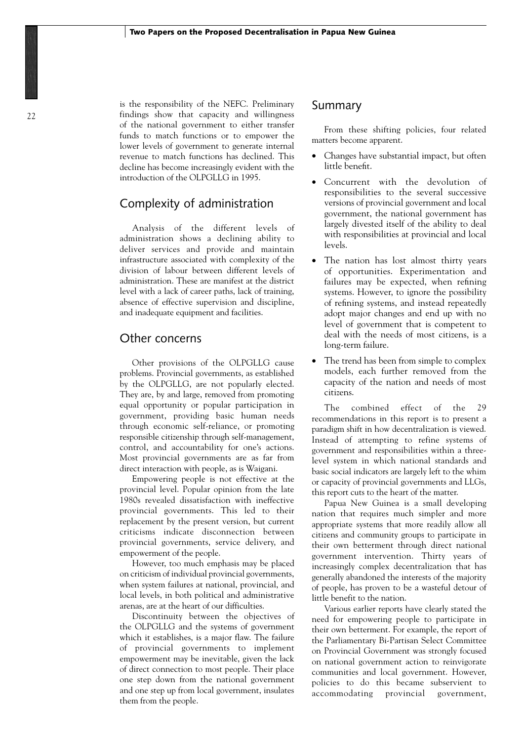is the responsibility of the NEFC. Preliminary findings show that capacity and willingness of the national government to either transfer funds to match functions or to empower the lower levels of government to generate internal revenue to match functions has declined. This decline has become increasingly evident with the introduction of the OLPGLLG in 1995.

## Complexity of administration

Analysis of the different levels of administration shows a declining ability to deliver services and provide and maintain infrastructure associated with complexity of the division of labour between different levels of administration. These are manifest at the district level with a lack of career paths, lack of training, absence of effective supervision and discipline, and inadequate equipment and facilities.

## Other concerns

Other provisions of the OLPGLLG cause problems. Provincial governments, as established by the OLPGLLG, are not popularly elected. They are, by and large, removed from promoting equal opportunity or popular participation in government, providing basic human needs through economic self-reliance, or promoting responsible citizenship through self-management, control, and accountability for one's actions. Most provincial governments are as far from direct interaction with people, as is Waigani.

Empowering people is not effective at the provincial level. Popular opinion from the late 1980s revealed dissatisfaction with ineffective provincial governments. This led to their replacement by the present version, but current criticisms indicate disconnection between provincial governments, service delivery, and empowerment of the people.

However, too much emphasis may be placed on criticism of individual provincial governments, when system failures at national, provincial, and local levels, in both political and administrative arenas, are at the heart of our difficulties.

Discontinuity between the objectives of the OLPGLLG and the systems of government which it establishes, is a major flaw. The failure of provincial governments to implement empowerment may be inevitable, given the lack of direct connection to most people. Their place one step down from the national government and one step up from local government, insulates them from the people.

## Summary

From these shifting policies, four related matters become apparent.

- Changes have substantial impact, but often little benefit.
- Concurrent with the devolution of responsibilities to the several successive versions of provincial government and local government, the national government has largely divested itself of the ability to deal with responsibilities at provincial and local levels.
- The nation has lost almost thirty years of opportunities. Experimentation and failures may be expected, when refining systems. However, to ignore the possibility of refining systems, and instead repeatedly adopt major changes and end up with no level of government that is competent to deal with the needs of most citizens, is a long-term failure.
- The trend has been from simple to complex models, each further removed from the capacity of the nation and needs of most citizens.

The combined effect of the 29 recommendations in this report is to present a paradigm shift in how decentralization is viewed. Instead of attempting to refine systems of government and responsibilities within a three-level system in which national standards and basic social indicators are largely left to the whim or capacity of provincial governments and LLGs, this report cuts to the heart of the matter.

Papua New Guinea is a small developing nation that requires much simpler and more appropriate systems that more readily allow all citizens and community groups to participate in their own betterment through direct national government intervention. Thirty years of increasingly complex decentralization that has generally abandoned the interests of the majority of people, has proven to be a wasteful detour of little benefit to the nation.

Various earlier reports have clearly stated the need for empowering people to participate in their own betterment. For example, the report of the Parliamentary Bi-Partisan Select Committee on Provincial Government was strongly focused on national government action to reinvigorate communities and local government. However, policies to do this became subservient to accommodating provincial government,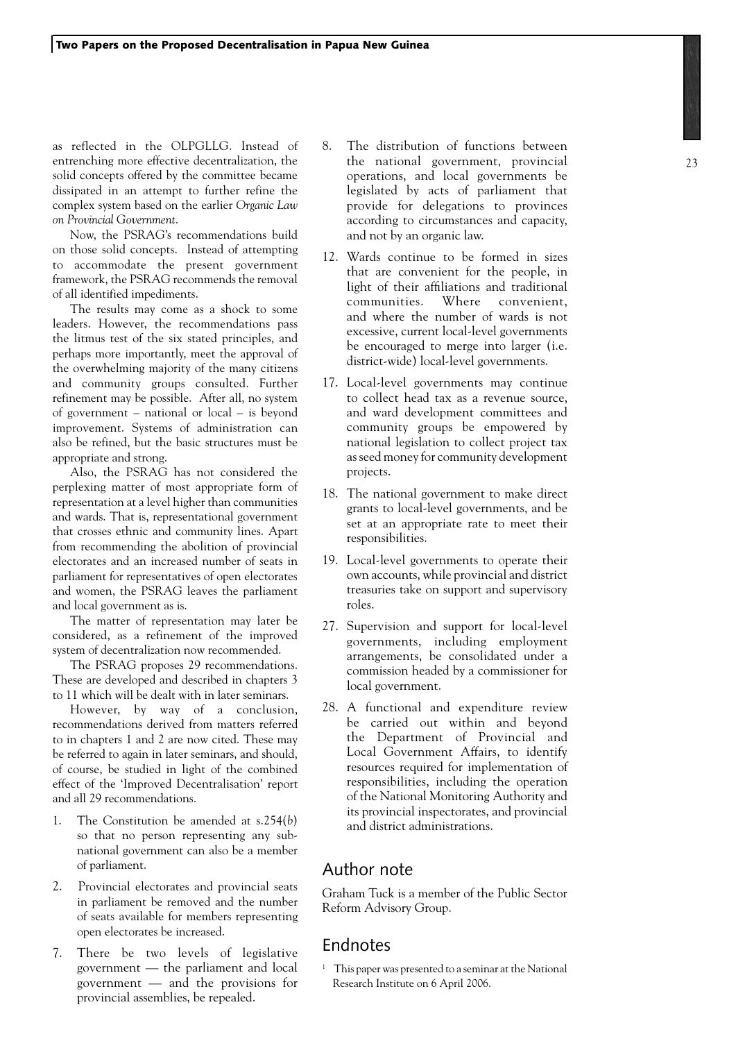as reflected in the OLPGLLG. Instead of entrenching more effective decentralization, the solid concepts offered by the committee became dissipated in an attempt to further refine the complex system based on the earlier *Organic Law on Provincial Government*.

Now, the PSRAG's recommendations build on those solid concepts. Instead of attempting to accommodate the present government framework, the PSRAG recommends the removal of all identified impediments.

The results may come as a shock to some leaders. However, the recommendations pass the litmus test of the six stated principles, and perhaps more importantly, meet the approval of the overwhelming majority of the many citizens and community groups consulted. Further refinement may be possible. After all, no system of government – national or local – is beyond improvement. Systems of administration can also be refined, but the basic structures must be appropriate and strong.

Also, the PSRAG has not considered the perplexing matter of most appropriate form of representation at a level higher than communities and wards. That is, representational government that crosses ethnic and community lines. Apart from recommending the abolition of provincial electorates and an increased number of seats in parliament for representatives of open electorates and women, the PSRAG leaves the parliament and local government as is.

The matter of representation may later be considered, as a refinement of the improved system of decentralization now recommended.

The PSRAG proposes 29 recommendations. These are developed and described in chapters 3 to 11 which will be dealt with in later seminars.

However, by way of a conclusion, recommendations derived from matters referred to in chapters 1 and 2 are now cited. These may be referred to again in later seminars, and should, of course, be studied in light of the combined effect of the 'Improved Decentralisation' report and all 29 recommendations.

1. The Constitution be amended at s.254(*b*) so that no person representing any sub-national government can also be a member of parliament.

2. Provincial electorates and provincial seats in parliament be removed and the number of seats available for members representing open electorates be increased.

7. There be two levels of legislative government — the parliament and local government — and the provisions for provincial assemblies, be repealed.

8. The distribution of functions between the national government, provincial operations, and local governments be legislated by acts of parliament that provide for delegations to provinces according to circumstances and capacity, and not by an organic law.

12. Wards continue to be formed in sizes that are convenient for the people, in light of their affiliations and traditional communities. Where convenient, and where the number of wards is not excessive, current local-level governments be encouraged to merge into larger (i.e. district-wide) local-level governments.

17. Local-level governments may continue to collect head tax as a revenue source, and ward development committees and community groups be empowered by national legislation to collect project tax as seed money for community development projects.

18. The national government to make direct grants to local-level governments, and be set at an appropriate rate to meet their responsibilities.

19. Local-level governments to operate their own accounts, while provincial and district treasuries take on support and supervisory roles.

27. Supervision and support for local-level governments, including employment arrangements, be consolidated under a commission headed by a commissioner for local government.

28. A functional and expenditure review be carried out within and beyond the Department of Provincial and Local Government Affairs, to identify resources required for implementation of responsibilities, including the operation of the National Monitoring Authority and its provincial inspectorates, and provincial and district administrations.

## Author note

Graham Tuck is a member of the Public Sector Reform Advisory Group.

## Endnotes

[1] This paper was presented to a seminar at the National Research Institute on 6 April 2006.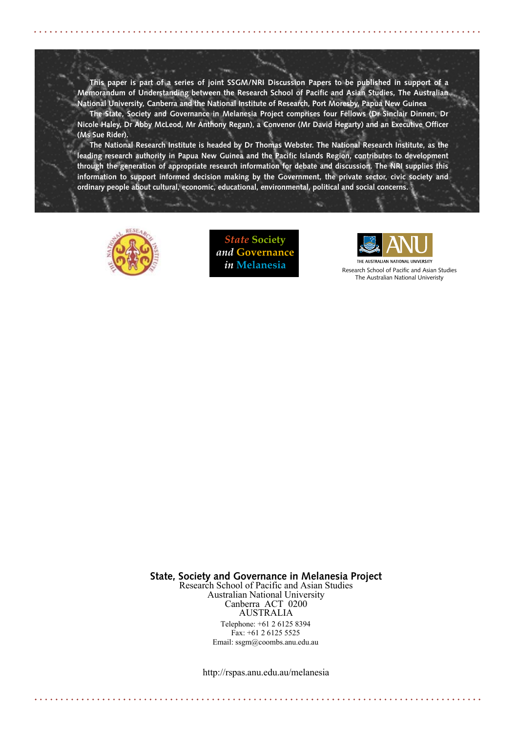**This paper is part of a series of joint SSGM/NRI Discussion Papers to be published in support of a Memorandum of Understanding between the Research School of Pacific and Asian Studies, The Australian National University, Canberra and the National Institute of Research, Port Moresby, Papua New Guinea**

**The State, Society and Governance in Melanesia Project comprises four Fellows (Dr Sinclair Dinnen, Dr Nicole Haley, Dr Abby McLeod, Mr Anthony Regan), a Convenor (Mr David Hegarty) and an Executive Officer (Ms Sue Rider).**

**The National Research Institute is headed by Dr Thomas Webster. The National Research Institute, as the leading research authority in Papua New Guinea and the Pacific Islands Region, contributes to development through the generation of appropriate research information for debate and discussion. The NRI supplies this information to support informed decision making by the Government, the private sector, civic society and ordinary people about cultural, economic, educational, environmental, political and social concerns.**

THE NATIONAL RESEARCH INSTITUTE

*State* Society *and* Governance *in* Melanesia

THE AUSTRALIAN NATIONAL UNIVERSITY

Research School of Pacific and Asian Studies
The Australian National Univeristy

**State, Society and Governance in Melanesia Project**
Research School of Pacific and Asian Studies
Australian National University
Canberra ACT 0200
AUSTRALIA

Telephone: +61 2 6125 8394
Fax: +61 2 6125 5525
Email: ssgm@coombs.anu.edu.au

http://rspas.anu.edu.au/melanesia